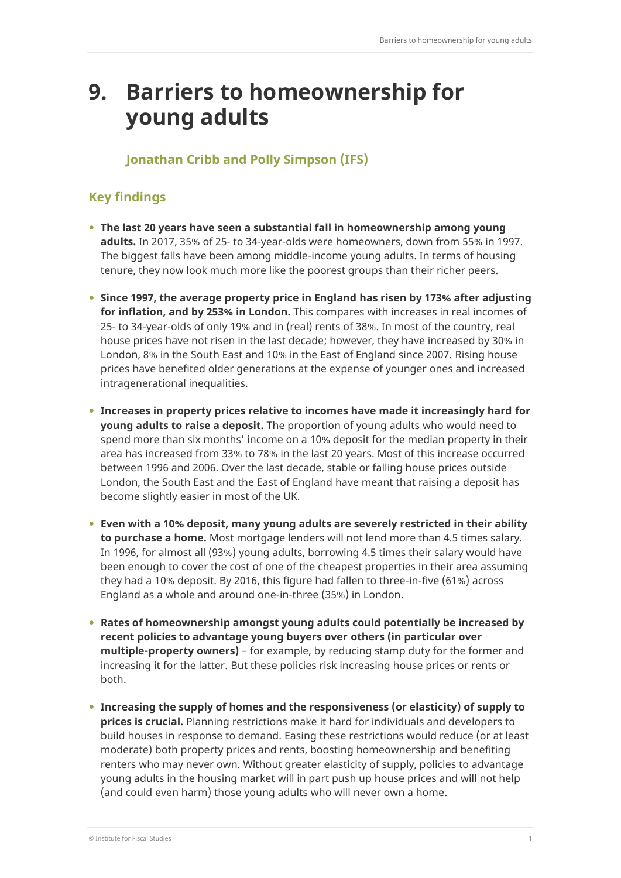# 9. Barriers to homeownership for young adults

**Jonathan Cribb and Polly Simpson (IFS)**

## Key findings

- **The last 20 years have seen a substantial fall in homeownership among young adults.** In 2017, 35% of 25- to 34-year-olds were homeowners, down from 55% in 1997. The biggest falls have been among middle-income young adults. In terms of housing tenure, they now look much more like the poorest groups than their richer peers.

- **Since 1997, the average property price in England has risen by 173% after adjusting for inflation, and by 253% in London.** This compares with increases in real incomes of 25- to 34-year-olds of only 19% and in (real) rents of 38%. In most of the country, real house prices have not risen in the last decade; however, they have increased by 30% in London, 8% in the South East and 10% in the East of England since 2007. Rising house prices have benefited older generations at the expense of younger ones and increased intragenerational inequalities.

- **Increases in property prices relative to incomes have made it increasingly hard for young adults to raise a deposit.** The proportion of young adults who would need to spend more than six months' income on a 10% deposit for the median property in their area has increased from 33% to 78% in the last 20 years. Most of this increase occurred between 1996 and 2006. Over the last decade, stable or falling house prices outside London, the South East and the East of England have meant that raising a deposit has become slightly easier in most of the UK.

- **Even with a 10% deposit, many young adults are severely restricted in their ability to purchase a home.** Most mortgage lenders will not lend more than 4.5 times salary. In 1996, for almost all (93%) young adults, borrowing 4.5 times their salary would have been enough to cover the cost of one of the cheapest properties in their area assuming they had a 10% deposit. By 2016, this figure had fallen to three-in-five (61%) across England as a whole and around one-in-three (35%) in London.

- **Rates of homeownership amongst young adults could potentially be increased by recent policies to advantage young buyers over others (in particular over multiple-property owners)** – for example, by reducing stamp duty for the former and increasing it for the latter. But these policies risk increasing house prices or rents or both.

- **Increasing the supply of homes and the responsiveness (or elasticity) of supply to prices is crucial.** Planning restrictions make it hard for individuals and developers to build houses in response to demand. Easing these restrictions would reduce (or at least moderate) both property prices and rents, boosting homeownership and benefiting renters who may never own. Without greater elasticity of supply, policies to advantage young adults in the housing market will in part push up house prices and will not help (and could even harm) those young adults who will never own a home.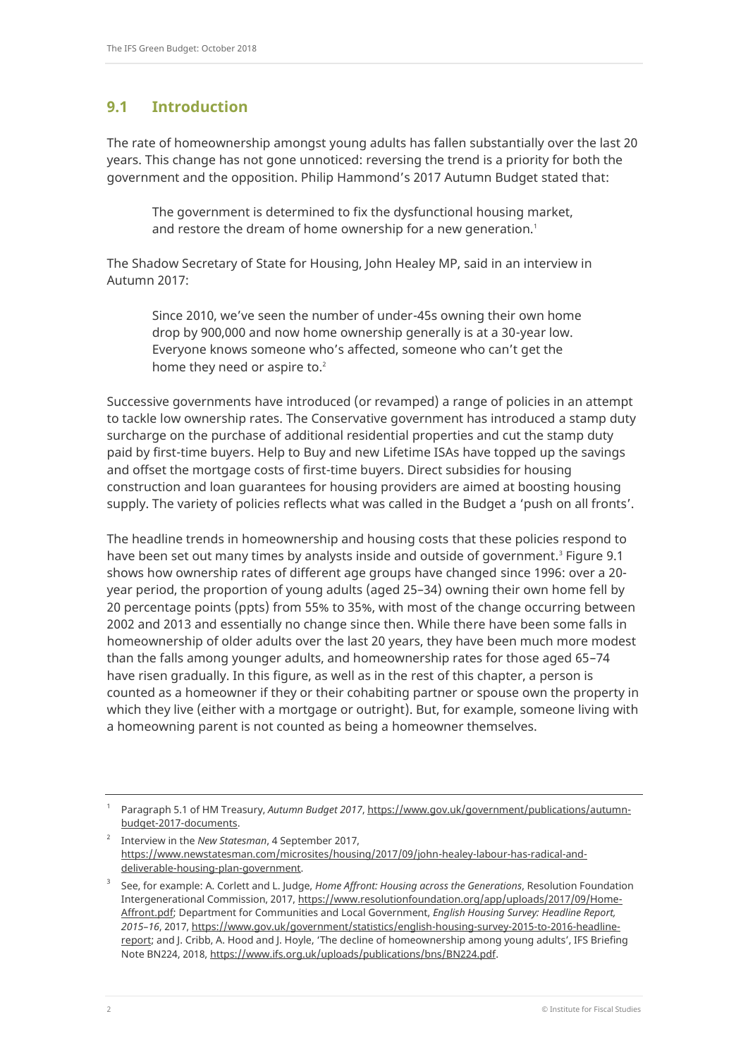## 9.1 Introduction

The rate of homeownership amongst young adults has fallen substantially over the last 20 years. This change has not gone unnoticed: reversing the trend is a priority for both the government and the opposition. Philip Hammond's 2017 Autumn Budget stated that:

> The government is determined to fix the dysfunctional housing market, and restore the dream of home ownership for a new generation.[1]

The Shadow Secretary of State for Housing, John Healey MP, said in an interview in Autumn 2017:

> Since 2010, we've seen the number of under-45s owning their own home drop by 900,000 and now home ownership generally is at a 30-year low. Everyone knows someone who's affected, someone who can't get the home they need or aspire to.[2]

Successive governments have introduced (or revamped) a range of policies in an attempt to tackle low ownership rates. The Conservative government has introduced a stamp duty surcharge on the purchase of additional residential properties and cut the stamp duty paid by first-time buyers. Help to Buy and new Lifetime ISAs have topped up the savings and offset the mortgage costs of first-time buyers. Direct subsidies for housing construction and loan guarantees for housing providers are aimed at boosting housing supply. The variety of policies reflects what was called in the Budget a 'push on all fronts'.

The headline trends in homeownership and housing costs that these policies respond to have been set out many times by analysts inside and outside of government.[3] Figure 9.1 shows how ownership rates of different age groups have changed since 1996: over a 20-year period, the proportion of young adults (aged 25–34) owning their own home fell by 20 percentage points (ppts) from 55% to 35%, with most of the change occurring between 2002 and 2013 and essentially no change since then. While there have been some falls in homeownership of older adults over the last 20 years, they have been much more modest than the falls among younger adults, and homeownership rates for those aged 65–74 have risen gradually. In this figure, as well as in the rest of this chapter, a person is counted as a homeowner if they or their cohabiting partner or spouse own the property in which they live (either with a mortgage or outright). But, for example, someone living with a homeowning parent is not counted as being a homeowner themselves.

---

[1] Paragraph 5.1 of HM Treasury, *Autumn Budget 2017*, https://www.gov.uk/government/publications/autumn-budget-2017-documents.

[2] Interview in the *New Statesman*, 4 September 2017, https://www.newstatesman.com/microsites/housing/2017/09/john-healey-labour-has-radical-and-deliverable-housing-plan-government.

[3] See, for example: A. Corlett and L. Judge, *Home Affront: Housing across the Generations*, Resolution Foundation Intergenerational Commission, 2017, https://www.resolutionfoundation.org/app/uploads/2017/09/Home-Affront.pdf; Department for Communities and Local Government, *English Housing Survey: Headline Report, 2015–16*, 2017, https://www.gov.uk/government/statistics/english-housing-survey-2015-to-2016-headline-report; and J. Cribb, A. Hood and J. Hoyle, 'The decline of homeownership among young adults', IFS Briefing Note BN224, 2018, https://www.ifs.org.uk/uploads/publications/bns/BN224.pdf.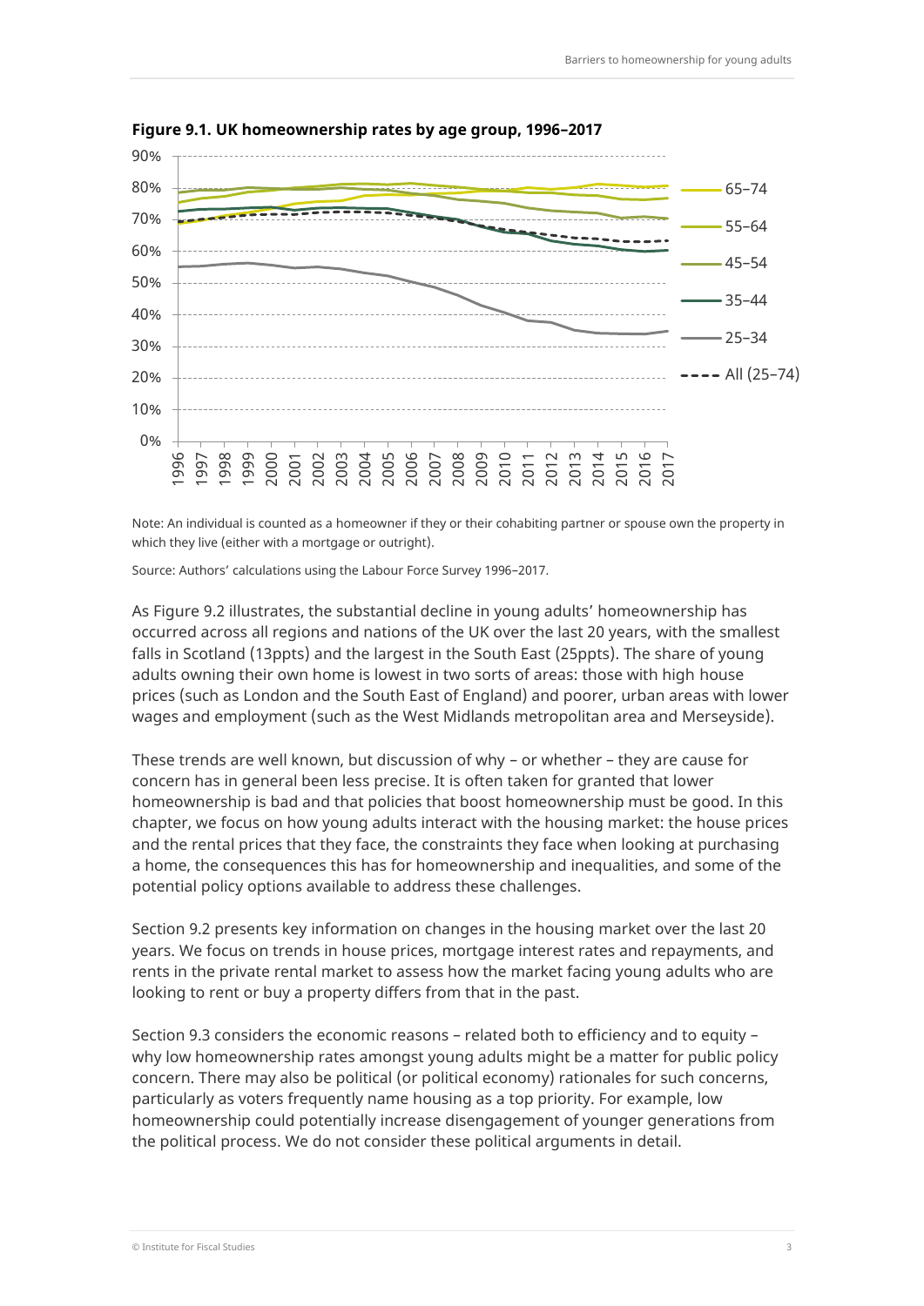**Figure 9.1. UK homeownership rates by age group, 1996–2017**

Note: An individual is counted as a homeowner if they or their cohabiting partner or spouse own the property in which they live (either with a mortgage or outright).

Source: Authors' calculations using the Labour Force Survey 1996–2017.

As Figure 9.2 illustrates, the substantial decline in young adults' homeownership has occurred across all regions and nations of the UK over the last 20 years, with the smallest falls in Scotland (13ppts) and the largest in the South East (25ppts). The share of young adults owning their own home is lowest in two sorts of areas: those with high house prices (such as London and the South East of England) and poorer, urban areas with lower wages and employment (such as the West Midlands metropolitan area and Merseyside).

These trends are well known, but discussion of why – or whether – they are cause for concern has in general been less precise. It is often taken for granted that lower homeownership is bad and that policies that boost homeownership must be good. In this chapter, we focus on how young adults interact with the housing market: the house prices and the rental prices that they face, the constraints they face when looking at purchasing a home, the consequences this has for homeownership and inequalities, and some of the potential policy options available to address these challenges.

Section 9.2 presents key information on changes in the housing market over the last 20 years. We focus on trends in house prices, mortgage interest rates and repayments, and rents in the private rental market to assess how the market facing young adults who are looking to rent or buy a property differs from that in the past.

Section 9.3 considers the economic reasons – related both to efficiency and to equity – why low homeownership rates amongst young adults might be a matter for public policy concern. There may also be political (or political economy) rationales for such concerns, particularly as voters frequently name housing as a top priority. For example, low homeownership could potentially increase disengagement of younger generations from the political process. We do not consider these political arguments in detail.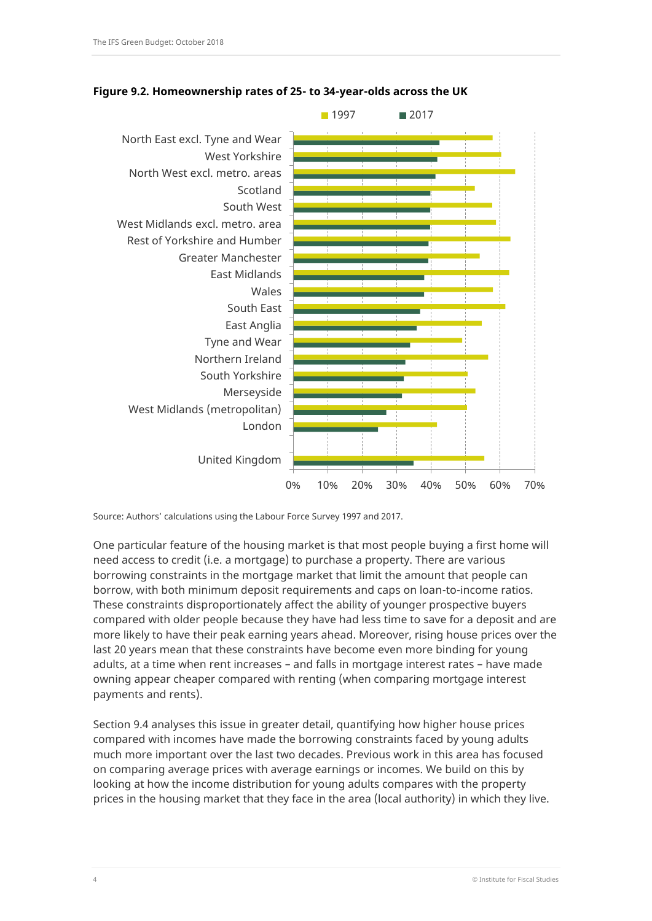**Figure 9.2. Homeownership rates of 25- to 34-year-olds across the UK**

Source: Authors' calculations using the Labour Force Survey 1997 and 2017.

One particular feature of the housing market is that most people buying a first home will need access to credit (i.e. a mortgage) to purchase a property. There are various borrowing constraints in the mortgage market that limit the amount that people can borrow, with both minimum deposit requirements and caps on loan-to-income ratios. These constraints disproportionately affect the ability of younger prospective buyers compared with older people because they have had less time to save for a deposit and are more likely to have their peak earning years ahead. Moreover, rising house prices over the last 20 years mean that these constraints have become even more binding for young adults, at a time when rent increases – and falls in mortgage interest rates – have made owning appear cheaper compared with renting (when comparing mortgage interest payments and rents).

Section 9.4 analyses this issue in greater detail, quantifying how higher house prices compared with incomes have made the borrowing constraints faced by young adults much more important over the last two decades. Previous work in this area has focused on comparing average prices with average earnings or incomes. We build on this by looking at how the income distribution for young adults compares with the property prices in the housing market that they face in the area (local authority) in which they live.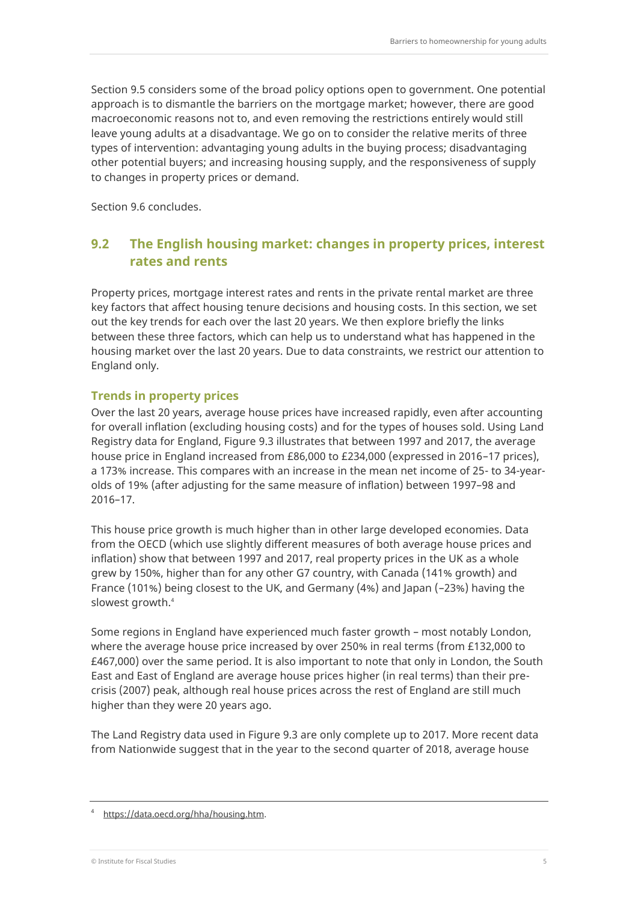Section 9.5 considers some of the broad policy options open to government. One potential approach is to dismantle the barriers on the mortgage market; however, there are good macroeconomic reasons not to, and even removing the restrictions entirely would still leave young adults at a disadvantage. We go on to consider the relative merits of three types of intervention: advantaging young adults in the buying process; disadvantaging other potential buyers; and increasing housing supply, and the responsiveness of supply to changes in property prices or demand.

Section 9.6 concludes.

## 9.2 The English housing market: changes in property prices, interest rates and rents

Property prices, mortgage interest rates and rents in the private rental market are three key factors that affect housing tenure decisions and housing costs. In this section, we set out the key trends for each over the last 20 years. We then explore briefly the links between these three factors, which can help us to understand what has happened in the housing market over the last 20 years. Due to data constraints, we restrict our attention to England only.

### Trends in property prices

Over the last 20 years, average house prices have increased rapidly, even after accounting for overall inflation (excluding housing costs) and for the types of houses sold. Using Land Registry data for England, Figure 9.3 illustrates that between 1997 and 2017, the average house price in England increased from £86,000 to £234,000 (expressed in 2016–17 prices), a 173% increase. This compares with an increase in the mean net income of 25- to 34-year-olds of 19% (after adjusting for the same measure of inflation) between 1997–98 and 2016–17.

This house price growth is much higher than in other large developed economies. Data from the OECD (which use slightly different measures of both average house prices and inflation) show that between 1997 and 2017, real property prices in the UK as a whole grew by 150%, higher than for any other G7 country, with Canada (141% growth) and France (101%) being closest to the UK, and Germany (4%) and Japan (–23%) having the slowest growth.[4]

Some regions in England have experienced much faster growth – most notably London, where the average house price increased by over 250% in real terms (from £132,000 to £467,000) over the same period. It is also important to note that only in London, the South East and East of England are average house prices higher (in real terms) than their pre-crisis (2007) peak, although real house prices across the rest of England are still much higher than they were 20 years ago.

The Land Registry data used in Figure 9.3 are only complete up to 2017. More recent data from Nationwide suggest that in the year to the second quarter of 2018, average house

[4] https://data.oecd.org/hha/housing.htm.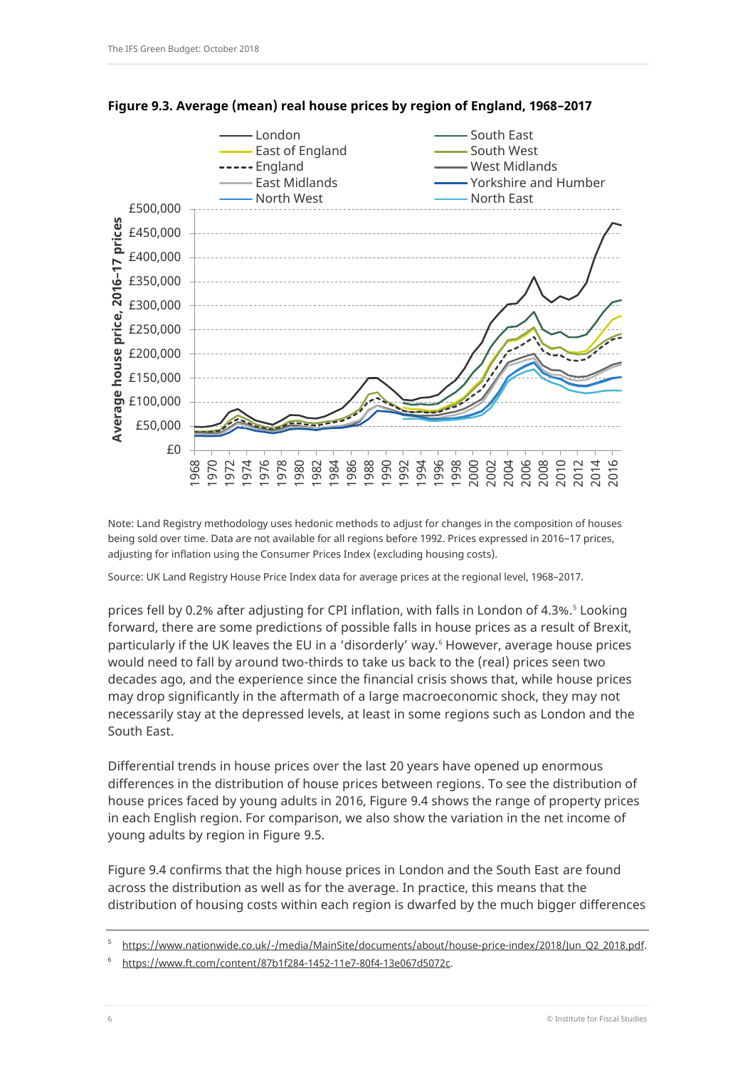**Figure 9.3. Average (mean) real house prices by region of England, 1968–2017**

Note: Land Registry methodology uses hedonic methods to adjust for changes in the composition of houses being sold over time. Data are not available for all regions before 1992. Prices expressed in 2016–17 prices, adjusting for inflation using the Consumer Prices Index (excluding housing costs).

Source: UK Land Registry House Price Index data for average prices at the regional level, 1968–2017.

prices fell by 0.2% after adjusting for CPI inflation, with falls in London of 4.3%.[5] Looking forward, there are some predictions of possible falls in house prices as a result of Brexit, particularly if the UK leaves the EU in a 'disorderly' way.[6] However, average house prices would need to fall by around two-thirds to take us back to the (real) prices seen two decades ago, and the experience since the financial crisis shows that, while house prices may drop significantly in the aftermath of a large macroeconomic shock, they may not necessarily stay at the depressed levels, at least in some regions such as London and the South East.

Differential trends in house prices over the last 20 years have opened up enormous differences in the distribution of house prices between regions. To see the distribution of house prices faced by young adults in 2016, Figure 9.4 shows the range of property prices in each English region. For comparison, we also show the variation in the net income of young adults by region in Figure 9.5.

Figure 9.4 confirms that the high house prices in London and the South East are found across the distribution as well as for the average. In practice, this means that the distribution of housing costs within each region is dwarfed by the much bigger differences

---

[5] https://www.nationwide.co.uk/-/media/MainSite/documents/about/house-price-index/2018/Jun_Q2_2018.pdf.

[6] https://www.ft.com/content/87b1f284-1452-11e7-80f4-13e067d5072c.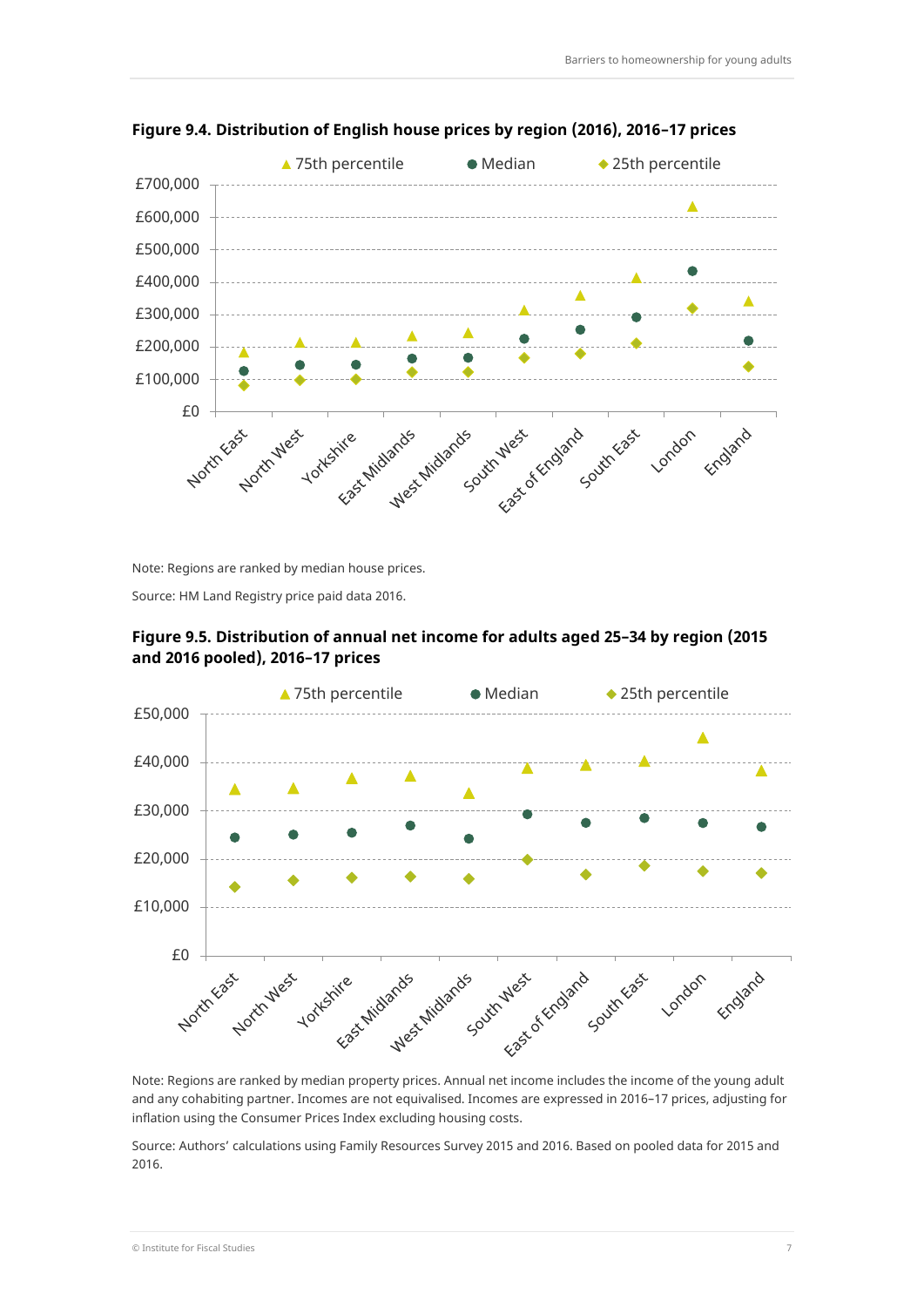**Figure 9.4. Distribution of English house prices by region (2016), 2016–17 prices**

Note: Regions are ranked by median house prices.

Source: HM Land Registry price paid data 2016.

**Figure 9.5. Distribution of annual net income for adults aged 25–34 by region (2015 and 2016 pooled), 2016–17 prices**

Note: Regions are ranked by median property prices. Annual net income includes the income of the young adult and any cohabiting partner. Incomes are not equivalised. Incomes are expressed in 2016–17 prices, adjusting for inflation using the Consumer Prices Index excluding housing costs.

Source: Authors' calculations using Family Resources Survey 2015 and 2016. Based on pooled data for 2015 and 2016.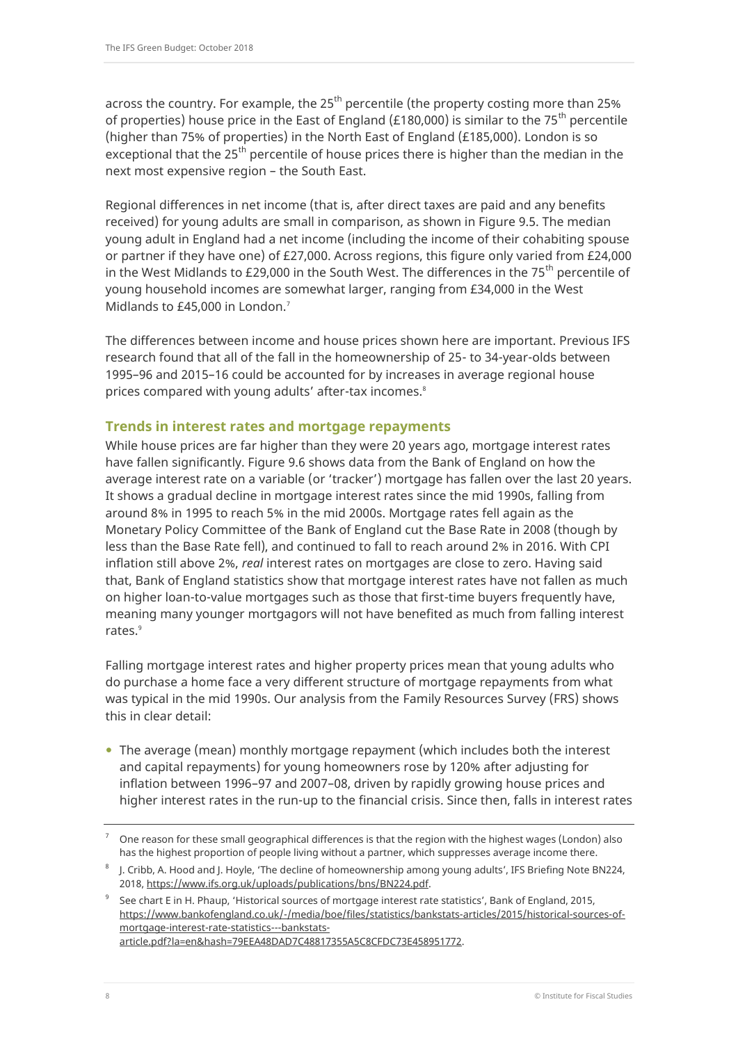across the country. For example, the 25th percentile (the property costing more than 25% of properties) house price in the East of England (£180,000) is similar to the 75th percentile (higher than 75% of properties) in the North East of England (£185,000). London is so exceptional that the 25th percentile of house prices there is higher than the median in the next most expensive region – the South East.

Regional differences in net income (that is, after direct taxes are paid and any benefits received) for young adults are small in comparison, as shown in Figure 9.5. The median young adult in England had a net income (including the income of their cohabiting spouse or partner if they have one) of £27,000. Across regions, this figure only varied from £24,000 in the West Midlands to £29,000 in the South West. The differences in the 75th percentile of young household incomes are somewhat larger, ranging from £34,000 in the West Midlands to £45,000 in London.[7]

The differences between income and house prices shown here are important. Previous IFS research found that all of the fall in the homeownership of 25- to 34-year-olds between 1995–96 and 2015–16 could be accounted for by increases in average regional house prices compared with young adults' after-tax incomes.[8]

### Trends in interest rates and mortgage repayments

While house prices are far higher than they were 20 years ago, mortgage interest rates have fallen significantly. Figure 9.6 shows data from the Bank of England on how the average interest rate on a variable (or 'tracker') mortgage has fallen over the last 20 years. It shows a gradual decline in mortgage interest rates since the mid 1990s, falling from around 8% in 1995 to reach 5% in the mid 2000s. Mortgage rates fell again as the Monetary Policy Committee of the Bank of England cut the Base Rate in 2008 (though by less than the Base Rate fell), and continued to fall to reach around 2% in 2016. With CPI inflation still above 2%, *real* interest rates on mortgages are close to zero. Having said that, Bank of England statistics show that mortgage interest rates have not fallen as much on higher loan-to-value mortgages such as those that first-time buyers frequently have, meaning many younger mortgagors will not have benefited as much from falling interest rates.[9]

Falling mortgage interest rates and higher property prices mean that young adults who do purchase a home face a very different structure of mortgage repayments from what was typical in the mid 1990s. Our analysis from the Family Resources Survey (FRS) shows this in clear detail:

- The average (mean) monthly mortgage repayment (which includes both the interest and capital repayments) for young homeowners rose by 120% after adjusting for inflation between 1996–97 and 2007–08, driven by rapidly growing house prices and higher interest rates in the run-up to the financial crisis. Since then, falls in interest rates

---

[7] One reason for these small geographical differences is that the region with the highest wages (London) also has the highest proportion of people living without a partner, which suppresses average income there.

[8] J. Cribb, A. Hood and J. Hoyle, 'The decline of homeownership among young adults', IFS Briefing Note BN224, 2018, https://www.ifs.org.uk/uploads/publications/bns/BN224.pdf.

[9] See chart E in H. Phaup, 'Historical sources of mortgage interest rate statistics', Bank of England, 2015, https://www.bankofengland.co.uk/-/media/boe/files/statistics/bankstats-articles/2015/historical-sources-of-mortgage-interest-rate-statistics---bankstats-article.pdf?la=en&hash=79EEA48DAD7C48817355A5C8CFDC73E458951772.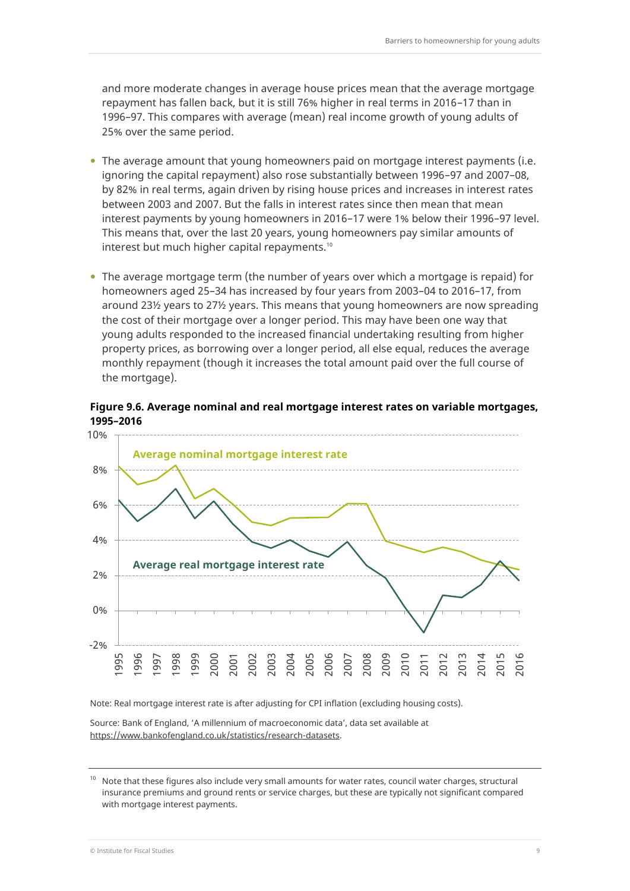and more moderate changes in average house prices mean that the average mortgage repayment has fallen back, but it is still 76% higher in real terms in 2016–17 than in 1996–97. This compares with average (mean) real income growth of young adults of 25% over the same period.

- The average amount that young homeowners paid on mortgage interest payments (i.e. ignoring the capital repayment) also rose substantially between 1996–97 and 2007–08, by 82% in real terms, again driven by rising house prices and increases in interest rates between 2003 and 2007. But the falls in interest rates since then mean that mean interest payments by young homeowners in 2016–17 were 1% below their 1996–97 level. This means that, over the last 20 years, young homeowners pay similar amounts of interest but much higher capital repayments.[10]

- The average mortgage term (the number of years over which a mortgage is repaid) for homeowners aged 25–34 has increased by four years from 2003–04 to 2016–17, from around 23½ years to 27½ years. This means that young homeowners are now spreading the cost of their mortgage over a longer period. This may have been one way that young adults responded to the increased financial undertaking resulting from higher property prices, as borrowing over a longer period, all else equal, reduces the average monthly repayment (though it increases the total amount paid over the full course of the mortgage).

**Figure 9.6. Average nominal and real mortgage interest rates on variable mortgages, 1995–2016**

Note: Real mortgage interest rate is after adjusting for CPI inflation (excluding housing costs).

Source: Bank of England, 'A millennium of macroeconomic data', data set available at https://www.bankofengland.co.uk/statistics/research-datasets.

[10] Note that these figures also include very small amounts for water rates, council water charges, structural insurance premiums and ground rents or service charges, but these are typically not significant compared with mortgage interest payments.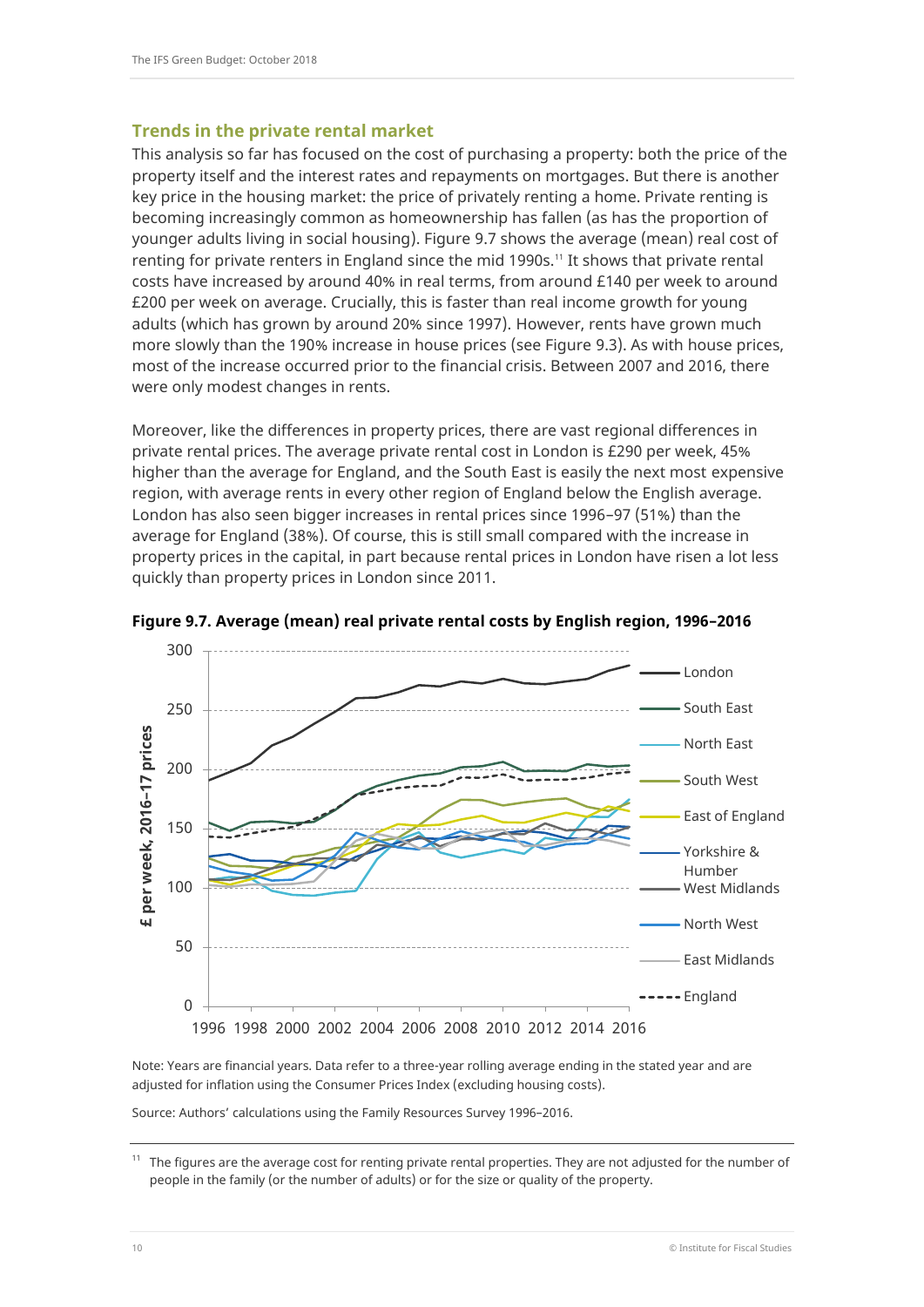### Trends in the private rental market

This analysis so far has focused on the cost of purchasing a property: both the price of the property itself and the interest rates and repayments on mortgages. But there is another key price in the housing market: the price of privately renting a home. Private renting is becoming increasingly common as homeownership has fallen (as has the proportion of younger adults living in social housing). Figure 9.7 shows the average (mean) real cost of renting for private renters in England since the mid 1990s.[11] It shows that private rental costs have increased by around 40% in real terms, from around £140 per week to around £200 per week on average. Crucially, this is faster than real income growth for young adults (which has grown by around 20% since 1997). However, rents have grown much more slowly than the 190% increase in house prices (see Figure 9.3). As with house prices, most of the increase occurred prior to the financial crisis. Between 2007 and 2016, there were only modest changes in rents.

Moreover, like the differences in property prices, there are vast regional differences in private rental prices. The average private rental cost in London is £290 per week, 45% higher than the average for England, and the South East is easily the next most expensive region, with average rents in every other region of England below the English average. London has also seen bigger increases in rental prices since 1996–97 (51%) than the average for England (38%). Of course, this is still small compared with the increase in property prices in the capital, in part because rental prices in London have risen a lot less quickly than property prices in London since 2011.

**Figure 9.7. Average (mean) real private rental costs by English region, 1996–2016**

Note: Years are financial years. Data refer to a three-year rolling average ending in the stated year and are adjusted for inflation using the Consumer Prices Index (excluding housing costs).

Source: Authors' calculations using the Family Resources Survey 1996–2016.

[11] The figures are the average cost for renting private rental properties. They are not adjusted for the number of people in the family (or the number of adults) or for the size or quality of the property.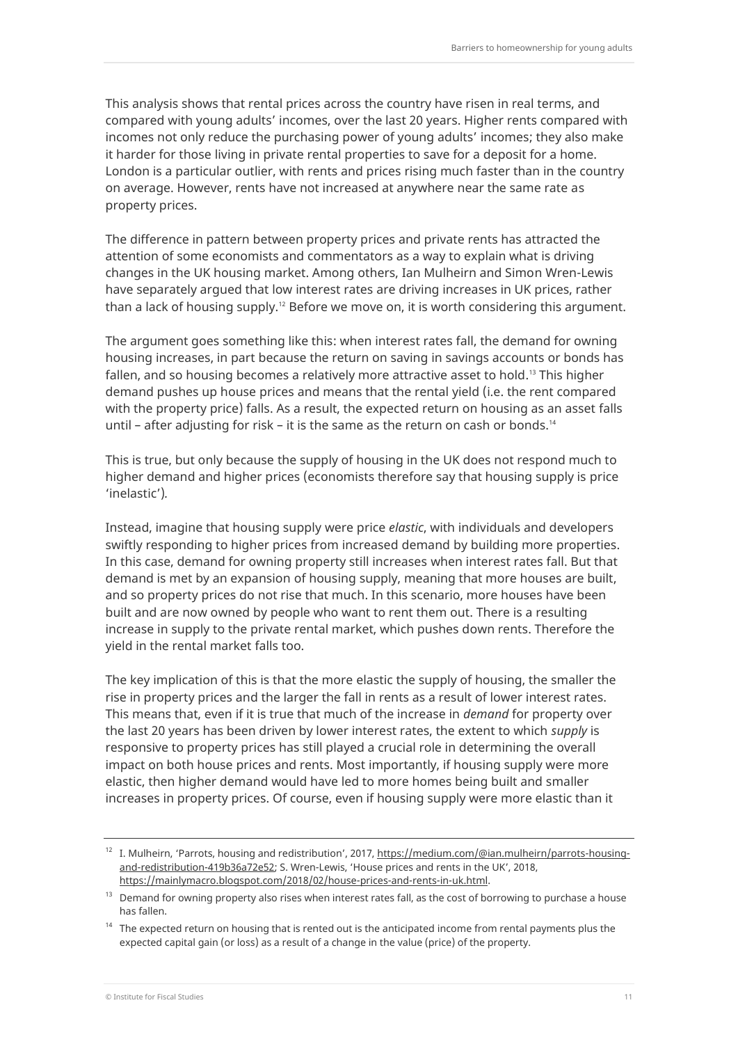This analysis shows that rental prices across the country have risen in real terms, and compared with young adults' incomes, over the last 20 years. Higher rents compared with incomes not only reduce the purchasing power of young adults' incomes; they also make it harder for those living in private rental properties to save for a deposit for a home. London is a particular outlier, with rents and prices rising much faster than in the country on average. However, rents have not increased at anywhere near the same rate as property prices.

The difference in pattern between property prices and private rents has attracted the attention of some economists and commentators as a way to explain what is driving changes in the UK housing market. Among others, Ian Mulheirn and Simon Wren-Lewis have separately argued that low interest rates are driving increases in UK prices, rather than a lack of housing supply.[12] Before we move on, it is worth considering this argument.

The argument goes something like this: when interest rates fall, the demand for owning housing increases, in part because the return on saving in savings accounts or bonds has fallen, and so housing becomes a relatively more attractive asset to hold.[13] This higher demand pushes up house prices and means that the rental yield (i.e. the rent compared with the property price) falls. As a result, the expected return on housing as an asset falls until – after adjusting for risk – it is the same as the return on cash or bonds.[14]

This is true, but only because the supply of housing in the UK does not respond much to higher demand and higher prices (economists therefore say that housing supply is price 'inelastic').

Instead, imagine that housing supply were price *elastic*, with individuals and developers swiftly responding to higher prices from increased demand by building more properties. In this case, demand for owning property still increases when interest rates fall. But that demand is met by an expansion of housing supply, meaning that more houses are built, and so property prices do not rise that much. In this scenario, more houses have been built and are now owned by people who want to rent them out. There is a resulting increase in supply to the private rental market, which pushes down rents. Therefore the yield in the rental market falls too.

The key implication of this is that the more elastic the supply of housing, the smaller the rise in property prices and the larger the fall in rents as a result of lower interest rates. This means that, even if it is true that much of the increase in *demand* for property over the last 20 years has been driven by lower interest rates, the extent to which *supply* is responsive to property prices has still played a crucial role in determining the overall impact on both house prices and rents. Most importantly, if housing supply were more elastic, then higher demand would have led to more homes being built and smaller increases in property prices. Of course, even if housing supply were more elastic than it

---

[12] I. Mulheirn, 'Parrots, housing and redistribution', 2017, https://medium.com/@ian.mulheirn/parrots-housing-and-redistribution-419b36a72e52; S. Wren-Lewis, 'House prices and rents in the UK', 2018, https://mainlymacro.blogspot.com/2018/02/house-prices-and-rents-in-uk.html.

[13] Demand for owning property also rises when interest rates fall, as the cost of borrowing to purchase a house has fallen.

[14] The expected return on housing that is rented out is the anticipated income from rental payments plus the expected capital gain (or loss) as a result of a change in the value (price) of the property.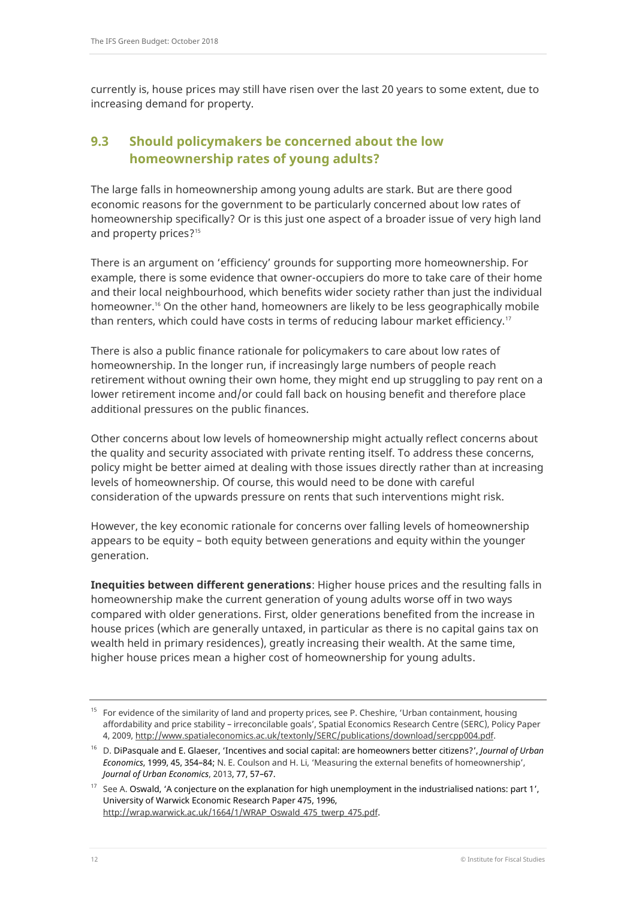currently is, house prices may still have risen over the last 20 years to some extent, due to increasing demand for property.

## 9.3 Should policymakers be concerned about the low homeownership rates of young adults?

The large falls in homeownership among young adults are stark. But are there good economic reasons for the government to be particularly concerned about low rates of homeownership specifically? Or is this just one aspect of a broader issue of very high land and property prices?[15]

There is an argument on 'efficiency' grounds for supporting more homeownership. For example, there is some evidence that owner-occupiers do more to take care of their home and their local neighbourhood, which benefits wider society rather than just the individual homeowner.[16] On the other hand, homeowners are likely to be less geographically mobile than renters, which could have costs in terms of reducing labour market efficiency.[17]

There is also a public finance rationale for policymakers to care about low rates of homeownership. In the longer run, if increasingly large numbers of people reach retirement without owning their own home, they might end up struggling to pay rent on a lower retirement income and/or could fall back on housing benefit and therefore place additional pressures on the public finances.

Other concerns about low levels of homeownership might actually reflect concerns about the quality and security associated with private renting itself. To address these concerns, policy might be better aimed at dealing with those issues directly rather than at increasing levels of homeownership. Of course, this would need to be done with careful consideration of the upwards pressure on rents that such interventions might risk.

However, the key economic rationale for concerns over falling levels of homeownership appears to be equity – both equity between generations and equity within the younger generation.

**Inequities between different generations**: Higher house prices and the resulting falls in homeownership make the current generation of young adults worse off in two ways compared with older generations. First, older generations benefited from the increase in house prices (which are generally untaxed, in particular as there is no capital gains tax on wealth held in primary residences), greatly increasing their wealth. At the same time, higher house prices mean a higher cost of homeownership for young adults.

---

[15] For evidence of the similarity of land and property prices, see P. Cheshire, 'Urban containment, housing affordability and price stability – irreconcilable goals', Spatial Economics Research Centre (SERC), Policy Paper 4, 2009, http://www.spatialeconomics.ac.uk/textonly/SERC/publications/download/sercpp004.pdf.

[16] D. DiPasquale and E. Glaeser, 'Incentives and social capital: are homeowners better citizens?', *Journal of Urban Economics*, 1999, 45, 354–84; N. E. Coulson and H. Li, 'Measuring the external benefits of homeownership', *Journal of Urban Economics*, 2013, 77, 57–67.

[17] See A. Oswald, 'A conjecture on the explanation for high unemployment in the industrialised nations: part 1', University of Warwick Economic Research Paper 475, 1996, http://wrap.warwick.ac.uk/1664/1/WRAP_Oswald_475_twerp_475.pdf.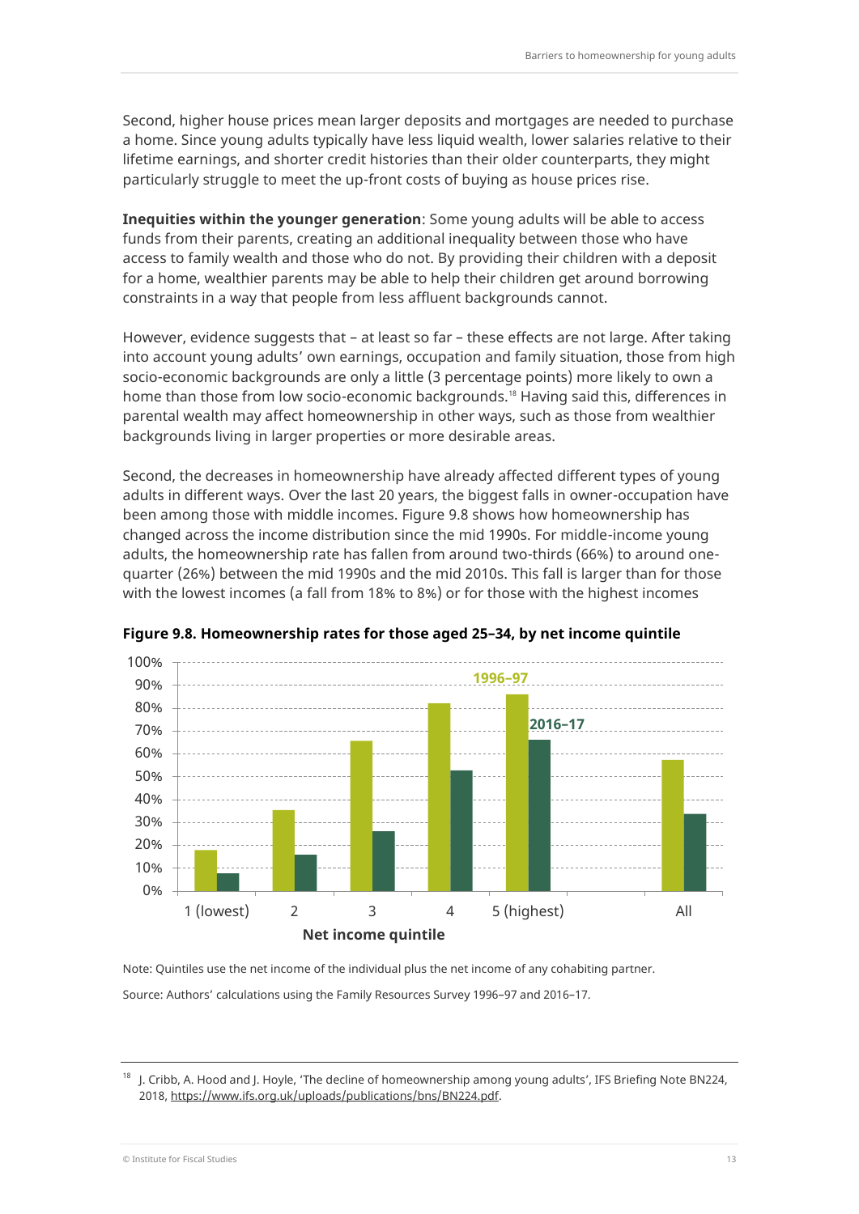Second, higher house prices mean larger deposits and mortgages are needed to purchase a home. Since young adults typically have less liquid wealth, lower salaries relative to their lifetime earnings, and shorter credit histories than their older counterparts, they might particularly struggle to meet the up-front costs of buying as house prices rise.

**Inequities within the younger generation**: Some young adults will be able to access funds from their parents, creating an additional inequality between those who have access to family wealth and those who do not. By providing their children with a deposit for a home, wealthier parents may be able to help their children get around borrowing constraints in a way that people from less affluent backgrounds cannot.

However, evidence suggests that – at least so far – these effects are not large. After taking into account young adults' own earnings, occupation and family situation, those from high socio-economic backgrounds are only a little (3 percentage points) more likely to own a home than those from low socio-economic backgrounds.[18] Having said this, differences in parental wealth may affect homeownership in other ways, such as those from wealthier backgrounds living in larger properties or more desirable areas.

Second, the decreases in homeownership have already affected different types of young adults in different ways. Over the last 20 years, the biggest falls in owner-occupation have been among those with middle incomes. Figure 9.8 shows how homeownership has changed across the income distribution since the mid 1990s. For middle-income young adults, the homeownership rate has fallen from around two-thirds (66%) to around one-quarter (26%) between the mid 1990s and the mid 2010s. This fall is larger than for those with the lowest incomes (a fall from 18% to 8%) or for those with the highest incomes

**Figure 9.8. Homeownership rates for those aged 25–34, by net income quintile**

Note: Quintiles use the net income of the individual plus the net income of any cohabiting partner.

Source: Authors' calculations using the Family Resources Survey 1996–97 and 2016–17.

[18] J. Cribb, A. Hood and J. Hoyle, 'The decline of homeownership among young adults', IFS Briefing Note BN224, 2018, https://www.ifs.org.uk/uploads/publications/bns/BN224.pdf.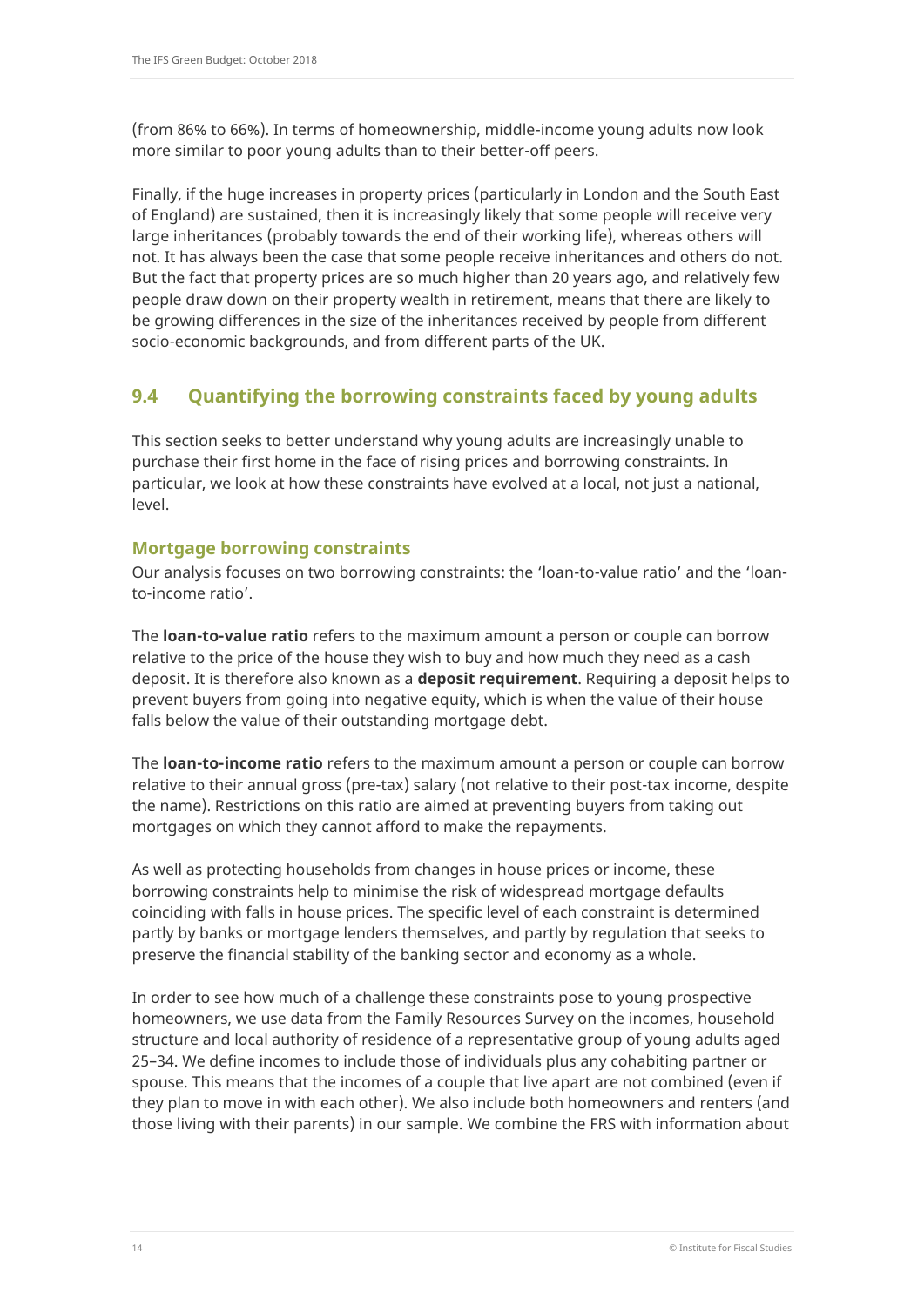(from 86% to 66%). In terms of homeownership, middle-income young adults now look more similar to poor young adults than to their better-off peers.

Finally, if the huge increases in property prices (particularly in London and the South East of England) are sustained, then it is increasingly likely that some people will receive very large inheritances (probably towards the end of their working life), whereas others will not. It has always been the case that some people receive inheritances and others do not. But the fact that property prices are so much higher than 20 years ago, and relatively few people draw down on their property wealth in retirement, means that there are likely to be growing differences in the size of the inheritances received by people from different socio-economic backgrounds, and from different parts of the UK.

## 9.4 Quantifying the borrowing constraints faced by young adults

This section seeks to better understand why young adults are increasingly unable to purchase their first home in the face of rising prices and borrowing constraints. In particular, we look at how these constraints have evolved at a local, not just a national, level.

### Mortgage borrowing constraints

Our analysis focuses on two borrowing constraints: the 'loan-to-value ratio' and the 'loan-to-income ratio'.

The **loan-to-value ratio** refers to the maximum amount a person or couple can borrow relative to the price of the house they wish to buy and how much they need as a cash deposit. It is therefore also known as a **deposit requirement**. Requiring a deposit helps to prevent buyers from going into negative equity, which is when the value of their house falls below the value of their outstanding mortgage debt.

The **loan-to-income ratio** refers to the maximum amount a person or couple can borrow relative to their annual gross (pre-tax) salary (not relative to their post-tax income, despite the name). Restrictions on this ratio are aimed at preventing buyers from taking out mortgages on which they cannot afford to make the repayments.

As well as protecting households from changes in house prices or income, these borrowing constraints help to minimise the risk of widespread mortgage defaults coinciding with falls in house prices. The specific level of each constraint is determined partly by banks or mortgage lenders themselves, and partly by regulation that seeks to preserve the financial stability of the banking sector and economy as a whole.

In order to see how much of a challenge these constraints pose to young prospective homeowners, we use data from the Family Resources Survey on the incomes, household structure and local authority of residence of a representative group of young adults aged 25–34. We define incomes to include those of individuals plus any cohabiting partner or spouse. This means that the incomes of a couple that live apart are not combined (even if they plan to move in with each other). We also include both homeowners and renters (and those living with their parents) in our sample. We combine the FRS with information about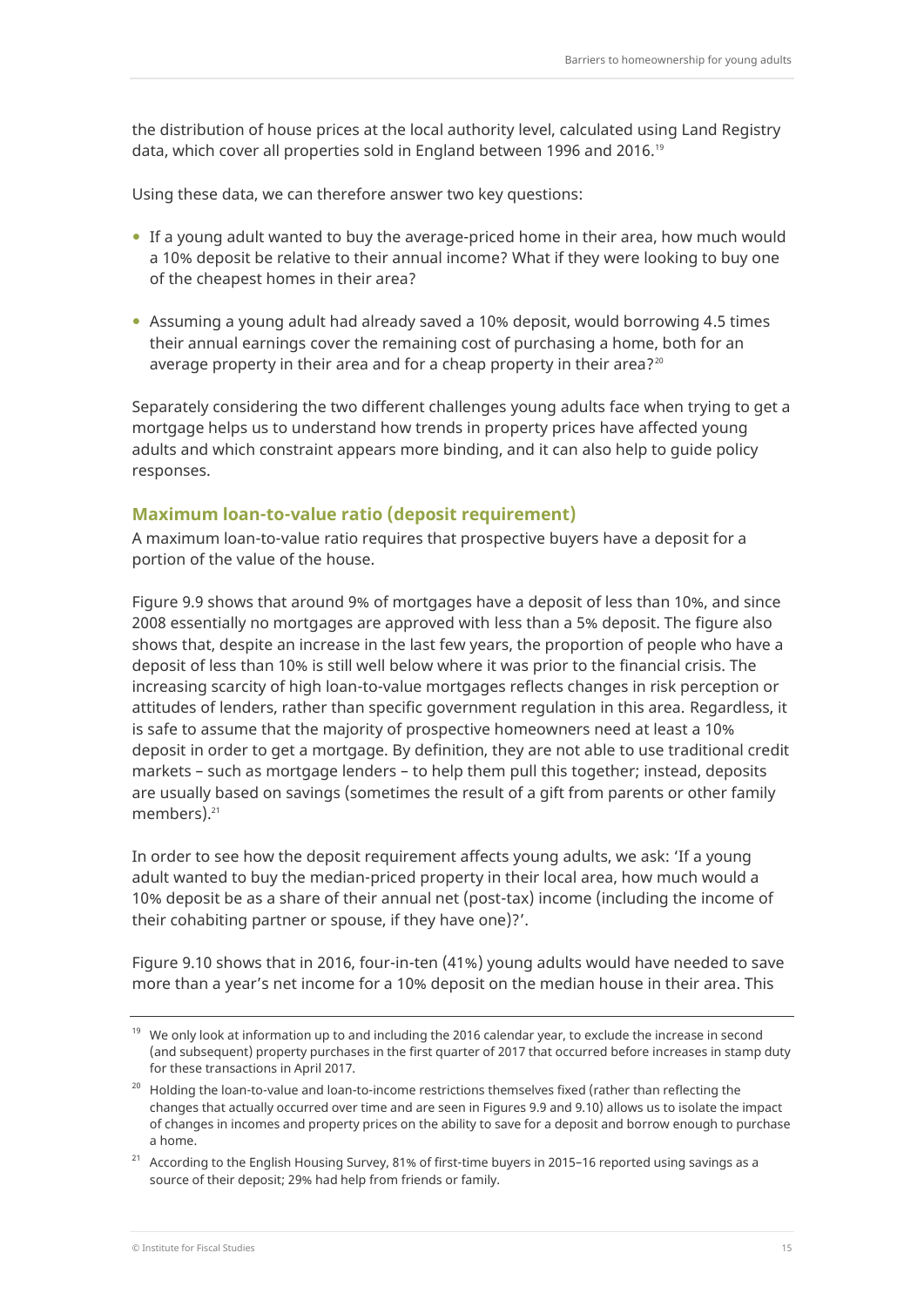the distribution of house prices at the local authority level, calculated using Land Registry data, which cover all properties sold in England between 1996 and 2016.[19]

Using these data, we can therefore answer two key questions:

- If a young adult wanted to buy the average-priced home in their area, how much would a 10% deposit be relative to their annual income? What if they were looking to buy one of the cheapest homes in their area?
- Assuming a young adult had already saved a 10% deposit, would borrowing 4.5 times their annual earnings cover the remaining cost of purchasing a home, both for an average property in their area and for a cheap property in their area?[20]

Separately considering the two different challenges young adults face when trying to get a mortgage helps us to understand how trends in property prices have affected young adults and which constraint appears more binding, and it can also help to guide policy responses.

### Maximum loan-to-value ratio (deposit requirement)

A maximum loan-to-value ratio requires that prospective buyers have a deposit for a portion of the value of the house.

Figure 9.9 shows that around 9% of mortgages have a deposit of less than 10%, and since 2008 essentially no mortgages are approved with less than a 5% deposit. The figure also shows that, despite an increase in the last few years, the proportion of people who have a deposit of less than 10% is still well below where it was prior to the financial crisis. The increasing scarcity of high loan-to-value mortgages reflects changes in risk perception or attitudes of lenders, rather than specific government regulation in this area. Regardless, it is safe to assume that the majority of prospective homeowners need at least a 10% deposit in order to get a mortgage. By definition, they are not able to use traditional credit markets – such as mortgage lenders – to help them pull this together; instead, deposits are usually based on savings (sometimes the result of a gift from parents or other family members).[21]

In order to see how the deposit requirement affects young adults, we ask: 'If a young adult wanted to buy the median-priced property in their local area, how much would a 10% deposit be as a share of their annual net (post-tax) income (including the income of their cohabiting partner or spouse, if they have one)?'.

Figure 9.10 shows that in 2016, four-in-ten (41%) young adults would have needed to save more than a year's net income for a 10% deposit on the median house in their area. This

[19] We only look at information up to and including the 2016 calendar year, to exclude the increase in second (and subsequent) property purchases in the first quarter of 2017 that occurred before increases in stamp duty for these transactions in April 2017.

[20] Holding the loan-to-value and loan-to-income restrictions themselves fixed (rather than reflecting the changes that actually occurred over time and are seen in Figures 9.9 and 9.10) allows us to isolate the impact of changes in incomes and property prices on the ability to save for a deposit and borrow enough to purchase a home.

[21] According to the English Housing Survey, 81% of first-time buyers in 2015–16 reported using savings as a source of their deposit; 29% had help from friends or family.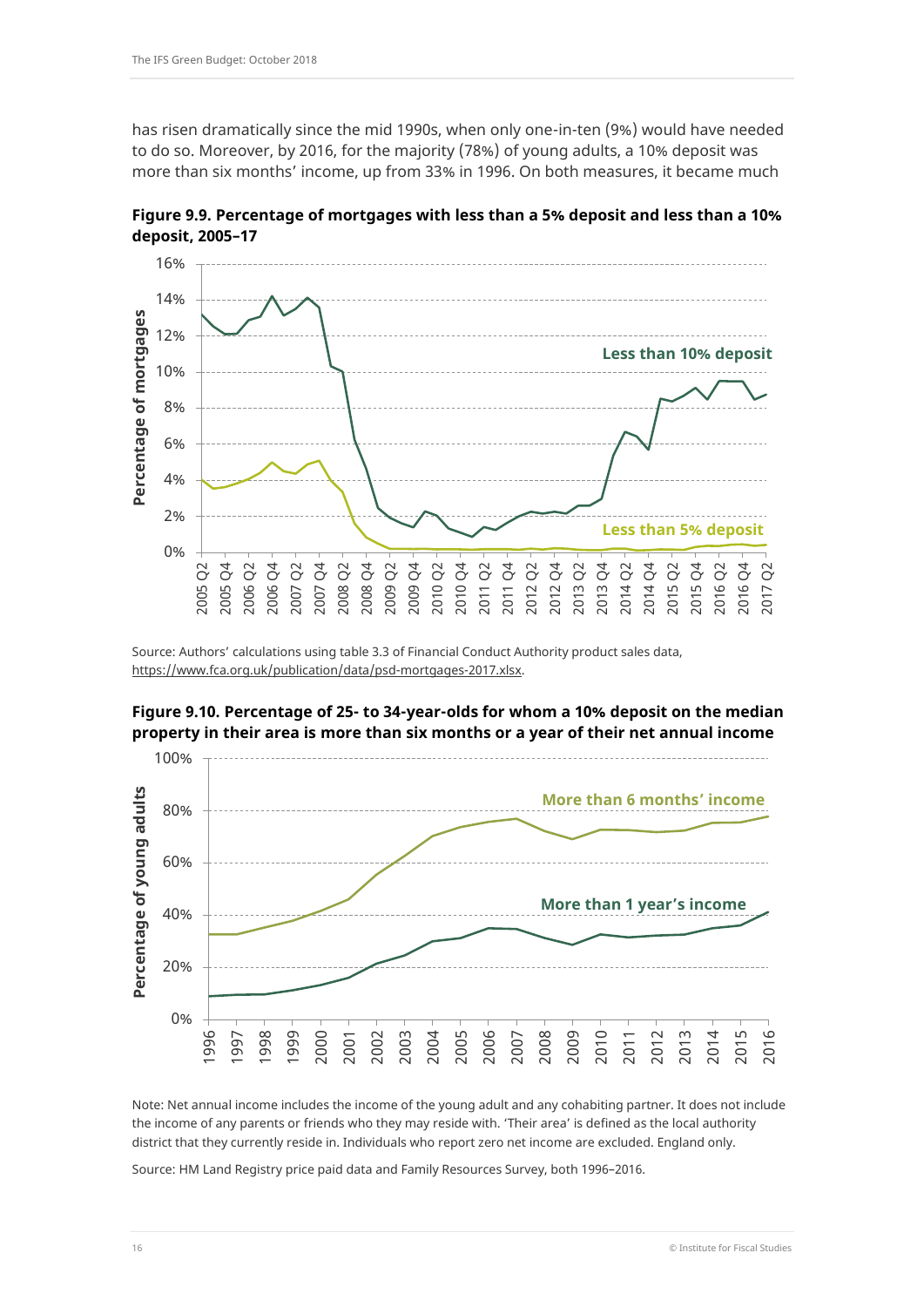has risen dramatically since the mid 1990s, when only one-in-ten (9%) would have needed to do so. Moreover, by 2016, for the majority (78%) of young adults, a 10% deposit was more than six months' income, up from 33% in 1996. On both measures, it became much

**Figure 9.9. Percentage of mortgages with less than a 5% deposit and less than a 10% deposit, 2005–17**

Source: Authors' calculations using table 3.3 of Financial Conduct Authority product sales data, https://www.fca.org.uk/publication/data/psd-mortgages-2017.xlsx.

**Figure 9.10. Percentage of 25- to 34-year-olds for whom a 10% deposit on the median property in their area is more than six months or a year of their net annual income**

Note: Net annual income includes the income of the young adult and any cohabiting partner. It does not include the income of any parents or friends who they may reside with. 'Their area' is defined as the local authority district that they currently reside in. Individuals who report zero net income are excluded. England only.

Source: HM Land Registry price paid data and Family Resources Survey, both 1996–2016.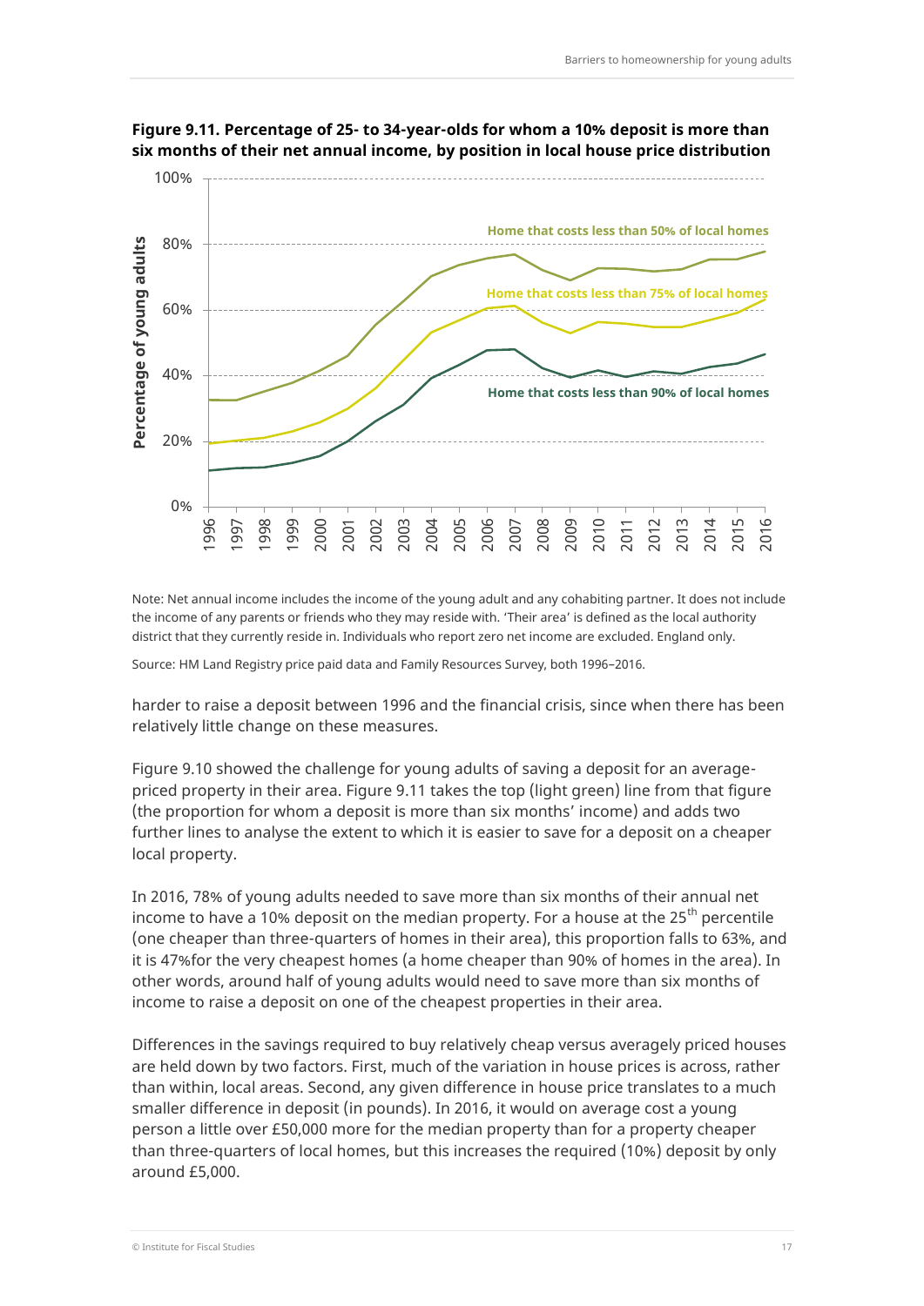**Figure 9.11. Percentage of 25- to 34-year-olds for whom a 10% deposit is more than six months of their net annual income, by position in local house price distribution**

Note: Net annual income includes the income of the young adult and any cohabiting partner. It does not include the income of any parents or friends who they may reside with. 'Their area' is defined as the local authority district that they currently reside in. Individuals who report zero net income are excluded. England only.

Source: HM Land Registry price paid data and Family Resources Survey, both 1996–2016.

harder to raise a deposit between 1996 and the financial crisis, since when there has been relatively little change on these measures.

Figure 9.10 showed the challenge for young adults of saving a deposit for an average-priced property in their area. Figure 9.11 takes the top (light green) line from that figure (the proportion for whom a deposit is more than six months' income) and adds two further lines to analyse the extent to which it is easier to save for a deposit on a cheaper local property.

In 2016, 78% of young adults needed to save more than six months of their annual net income to have a 10% deposit on the median property. For a house at the 25th percentile (one cheaper than three-quarters of homes in their area), this proportion falls to 63%, and it is 47%for the very cheapest homes (a home cheaper than 90% of homes in the area). In other words, around half of young adults would need to save more than six months of income to raise a deposit on one of the cheapest properties in their area.

Differences in the savings required to buy relatively cheap versus averagely priced houses are held down by two factors. First, much of the variation in house prices is across, rather than within, local areas. Second, any given difference in house price translates to a much smaller difference in deposit (in pounds). In 2016, it would on average cost a young person a little over £50,000 more for the median property than for a property cheaper than three-quarters of local homes, but this increases the required (10%) deposit by only around £5,000.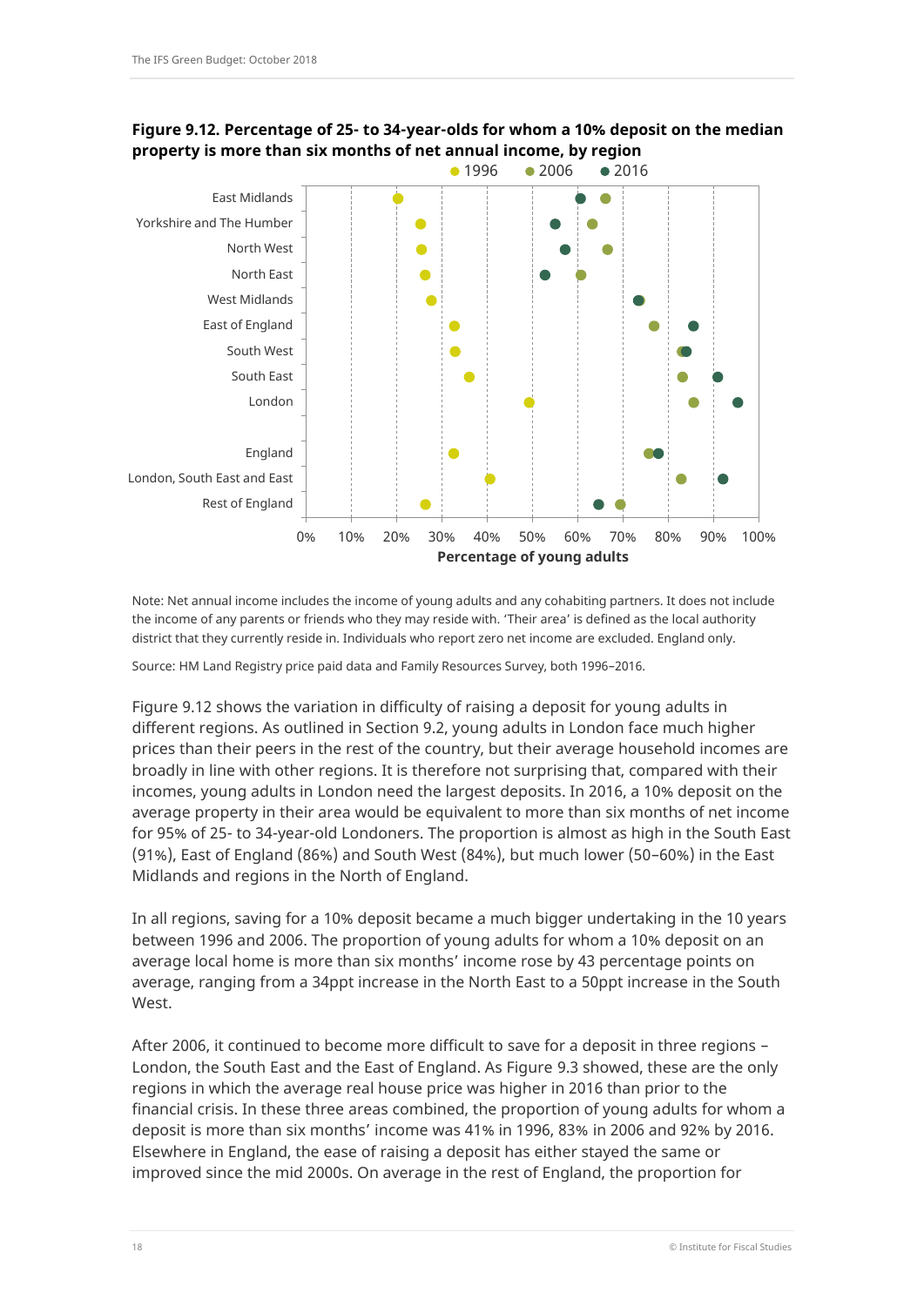**Figure 9.12. Percentage of 25- to 34-year-olds for whom a 10% deposit on the median property is more than six months of net annual income, by region**

Note: Net annual income includes the income of young adults and any cohabiting partners. It does not include the income of any parents or friends who they may reside with. 'Their area' is defined as the local authority district that they currently reside in. Individuals who report zero net income are excluded. England only.

Source: HM Land Registry price paid data and Family Resources Survey, both 1996–2016.

Figure 9.12 shows the variation in difficulty of raising a deposit for young adults in different regions. As outlined in Section 9.2, young adults in London face much higher prices than their peers in the rest of the country, but their average household incomes are broadly in line with other regions. It is therefore not surprising that, compared with their incomes, young adults in London need the largest deposits. In 2016, a 10% deposit on the average property in their area would be equivalent to more than six months of net income for 95% of 25- to 34-year-old Londoners. The proportion is almost as high in the South East (91%), East of England (86%) and South West (84%), but much lower (50–60%) in the East Midlands and regions in the North of England.

In all regions, saving for a 10% deposit became a much bigger undertaking in the 10 years between 1996 and 2006. The proportion of young adults for whom a 10% deposit on an average local home is more than six months' income rose by 43 percentage points on average, ranging from a 34ppt increase in the North East to a 50ppt increase in the South West.

After 2006, it continued to become more difficult to save for a deposit in three regions – London, the South East and the East of England. As Figure 9.3 showed, these are the only regions in which the average real house price was higher in 2016 than prior to the financial crisis. In these three areas combined, the proportion of young adults for whom a deposit is more than six months' income was 41% in 1996, 83% in 2006 and 92% by 2016. Elsewhere in England, the ease of raising a deposit has either stayed the same or improved since the mid 2000s. On average in the rest of England, the proportion for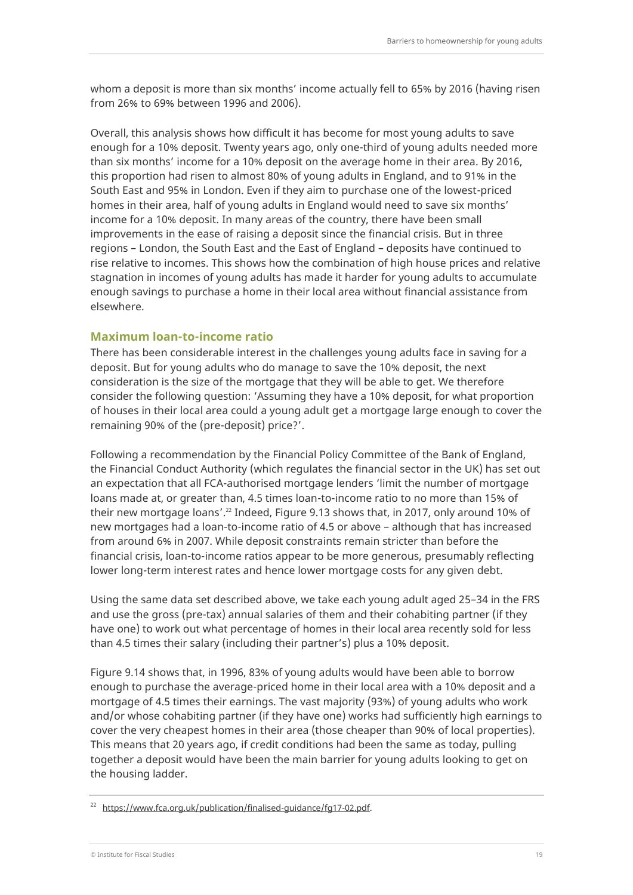whom a deposit is more than six months' income actually fell to 65% by 2016 (having risen from 26% to 69% between 1996 and 2006).

Overall, this analysis shows how difficult it has become for most young adults to save enough for a 10% deposit. Twenty years ago, only one-third of young adults needed more than six months' income for a 10% deposit on the average home in their area. By 2016, this proportion had risen to almost 80% of young adults in England, and to 91% in the South East and 95% in London. Even if they aim to purchase one of the lowest-priced homes in their area, half of young adults in England would need to save six months' income for a 10% deposit. In many areas of the country, there have been small improvements in the ease of raising a deposit since the financial crisis. But in three regions – London, the South East and the East of England – deposits have continued to rise relative to incomes. This shows how the combination of high house prices and relative stagnation in incomes of young adults has made it harder for young adults to accumulate enough savings to purchase a home in their local area without financial assistance from elsewhere.

### Maximum loan-to-income ratio

There has been considerable interest in the challenges young adults face in saving for a deposit. But for young adults who do manage to save the 10% deposit, the next consideration is the size of the mortgage that they will be able to get. We therefore consider the following question: 'Assuming they have a 10% deposit, for what proportion of houses in their local area could a young adult get a mortgage large enough to cover the remaining 90% of the (pre-deposit) price?'.

Following a recommendation by the Financial Policy Committee of the Bank of England, the Financial Conduct Authority (which regulates the financial sector in the UK) has set out an expectation that all FCA-authorised mortgage lenders 'limit the number of mortgage loans made at, or greater than, 4.5 times loan-to-income ratio to no more than 15% of their new mortgage loans'.[22] Indeed, Figure 9.13 shows that, in 2017, only around 10% of new mortgages had a loan-to-income ratio of 4.5 or above – although that has increased from around 6% in 2007. While deposit constraints remain stricter than before the financial crisis, loan-to-income ratios appear to be more generous, presumably reflecting lower long-term interest rates and hence lower mortgage costs for any given debt.

Using the same data set described above, we take each young adult aged 25–34 in the FRS and use the gross (pre-tax) annual salaries of them and their cohabiting partner (if they have one) to work out what percentage of homes in their local area recently sold for less than 4.5 times their salary (including their partner's) plus a 10% deposit.

Figure 9.14 shows that, in 1996, 83% of young adults would have been able to borrow enough to purchase the average-priced home in their local area with a 10% deposit and a mortgage of 4.5 times their earnings. The vast majority (93%) of young adults who work and/or whose cohabiting partner (if they have one) works had sufficiently high earnings to cover the very cheapest homes in their area (those cheaper than 90% of local properties). This means that 20 years ago, if credit conditions had been the same as today, pulling together a deposit would have been the main barrier for young adults looking to get on the housing ladder.

---

[22] https://www.fca.org.uk/publication/finalised-guidance/fg17-02.pdf.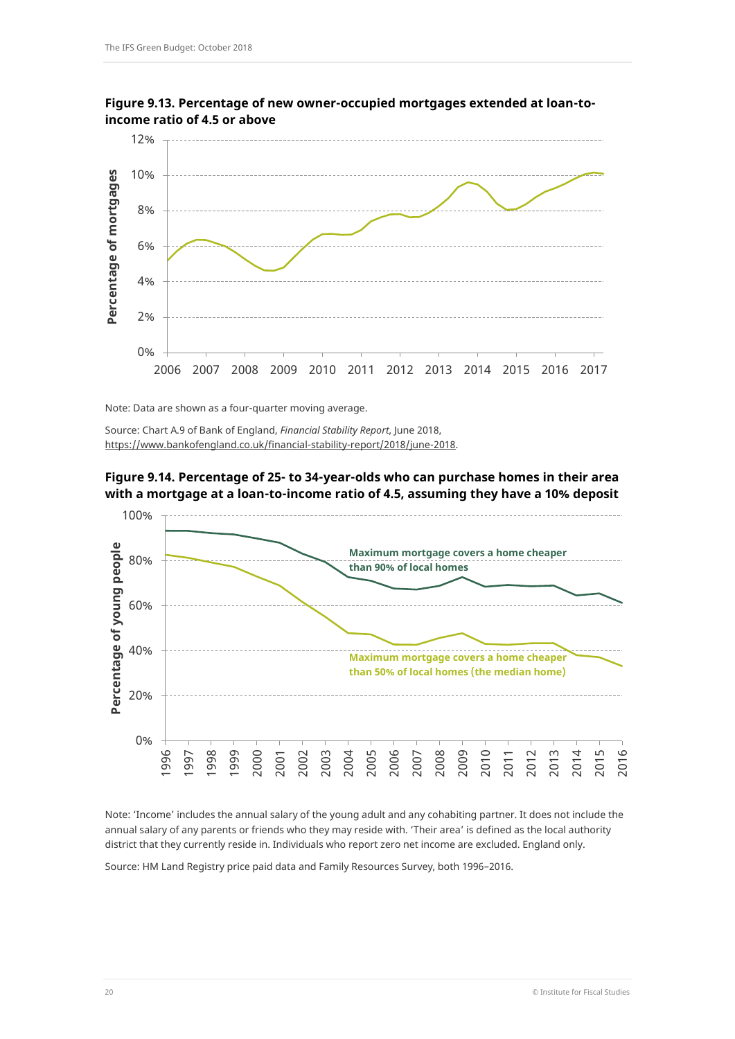**Figure 9.13. Percentage of new owner-occupied mortgages extended at loan-to-income ratio of 4.5 or above**

Note: Data are shown as a four-quarter moving average.

Source: Chart A.9 of Bank of England, *Financial Stability Report*, June 2018, https://www.bankofengland.co.uk/financial-stability-report/2018/june-2018.

**Figure 9.14. Percentage of 25- to 34-year-olds who can purchase homes in their area with a mortgage at a loan-to-income ratio of 4.5, assuming they have a 10% deposit**

Note: 'Income' includes the annual salary of the young adult and any cohabiting partner. It does not include the annual salary of any parents or friends who they may reside with. 'Their area' is defined as the local authority district that they currently reside in. Individuals who report zero net income are excluded. England only.

Source: HM Land Registry price paid data and Family Resources Survey, both 1996–2016.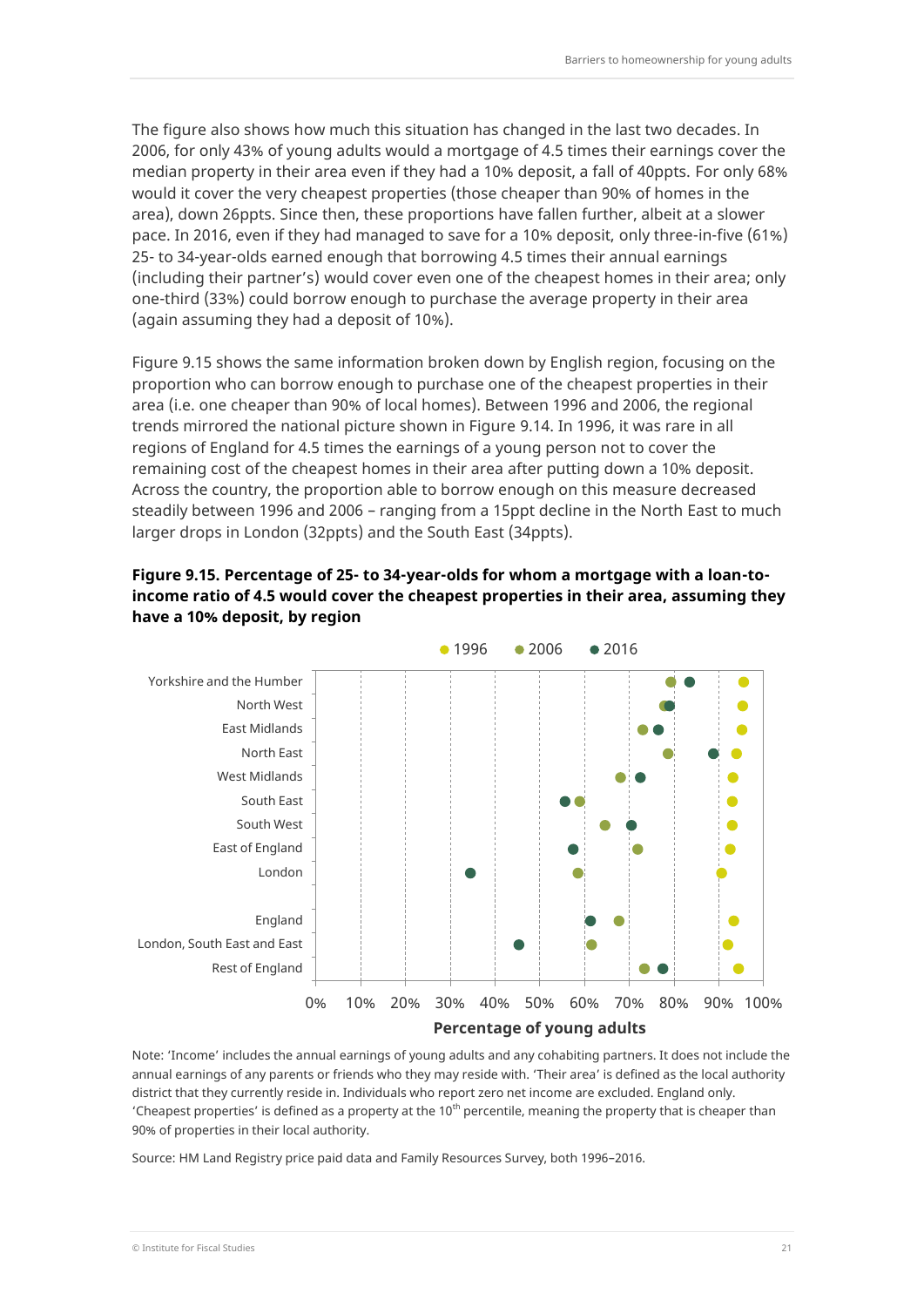The figure also shows how much this situation has changed in the last two decades. In 2006, for only 43% of young adults would a mortgage of 4.5 times their earnings cover the median property in their area even if they had a 10% deposit, a fall of 40ppts. For only 68% would it cover the very cheapest properties (those cheaper than 90% of homes in the area), down 26ppts. Since then, these proportions have fallen further, albeit at a slower pace. In 2016, even if they had managed to save for a 10% deposit, only three-in-five (61%) 25- to 34-year-olds earned enough that borrowing 4.5 times their annual earnings (including their partner's) would cover even one of the cheapest homes in their area; only one-third (33%) could borrow enough to purchase the average property in their area (again assuming they had a deposit of 10%).

Figure 9.15 shows the same information broken down by English region, focusing on the proportion who can borrow enough to purchase one of the cheapest properties in their area (i.e. one cheaper than 90% of local homes). Between 1996 and 2006, the regional trends mirrored the national picture shown in Figure 9.14. In 1996, it was rare in all regions of England for 4.5 times the earnings of a young person not to cover the remaining cost of the cheapest homes in their area after putting down a 10% deposit. Across the country, the proportion able to borrow enough on this measure decreased steadily between 1996 and 2006 – ranging from a 15ppt decline in the North East to much larger drops in London (32ppts) and the South East (34ppts).

**Figure 9.15. Percentage of 25- to 34-year-olds for whom a mortgage with a loan-to-income ratio of 4.5 would cover the cheapest properties in their area, assuming they have a 10% deposit, by region**

Note: 'Income' includes the annual earnings of young adults and any cohabiting partners. It does not include the annual earnings of any parents or friends who they may reside with. 'Their area' is defined as the local authority district that they currently reside in. Individuals who report zero net income are excluded. England only. 'Cheapest properties' is defined as a property at the 10th percentile, meaning the property that is cheaper than 90% of properties in their local authority.

Source: HM Land Registry price paid data and Family Resources Survey, both 1996–2016.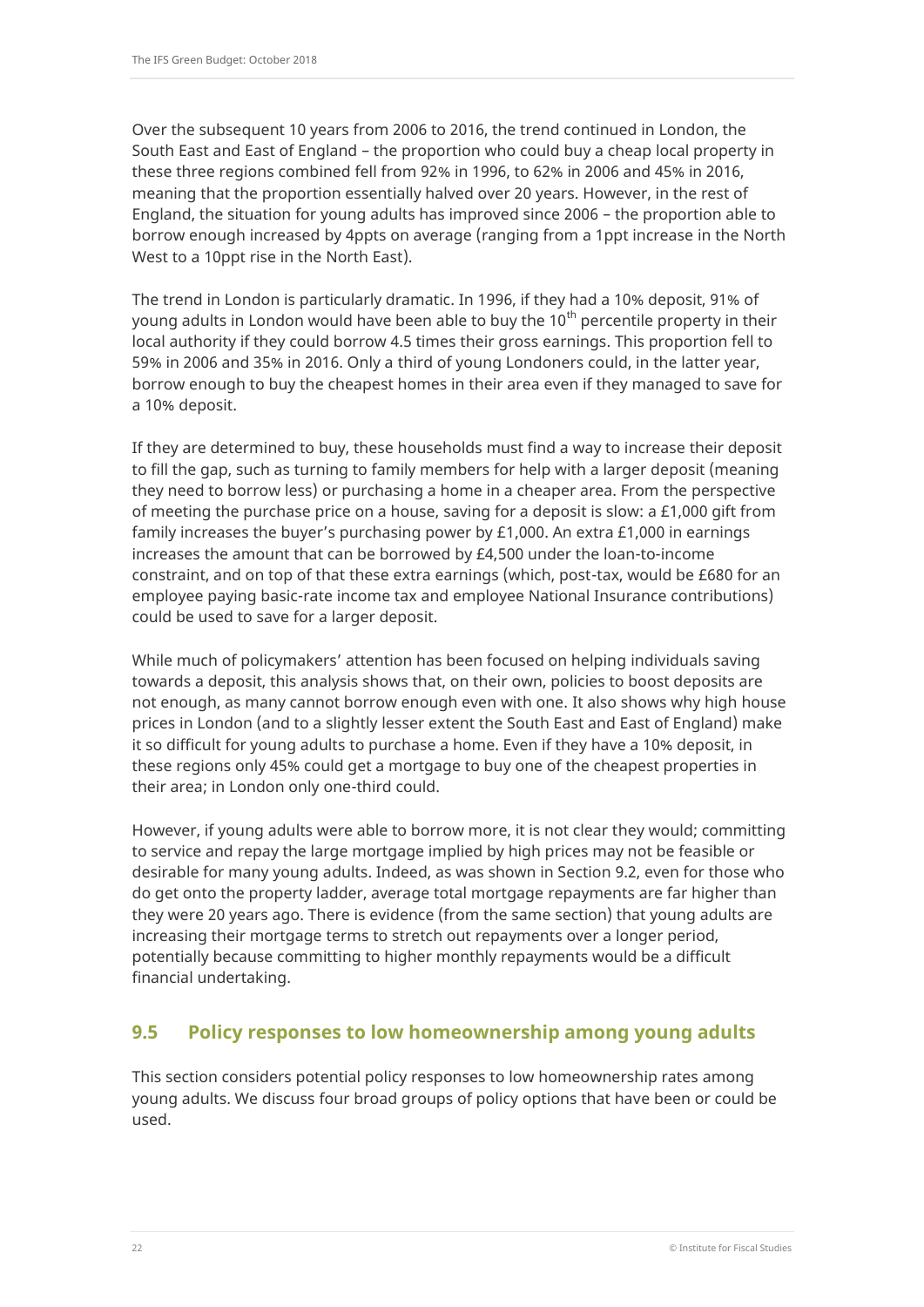Over the subsequent 10 years from 2006 to 2016, the trend continued in London, the South East and East of England – the proportion who could buy a cheap local property in these three regions combined fell from 92% in 1996, to 62% in 2006 and 45% in 2016, meaning that the proportion essentially halved over 20 years. However, in the rest of England, the situation for young adults has improved since 2006 – the proportion able to borrow enough increased by 4ppts on average (ranging from a 1ppt increase in the North West to a 10ppt rise in the North East).

The trend in London is particularly dramatic. In 1996, if they had a 10% deposit, 91% of young adults in London would have been able to buy the 10$^{th}$ percentile property in their local authority if they could borrow 4.5 times their gross earnings. This proportion fell to 59% in 2006 and 35% in 2016. Only a third of young Londoners could, in the latter year, borrow enough to buy the cheapest homes in their area even if they managed to save for a 10% deposit.

If they are determined to buy, these households must find a way to increase their deposit to fill the gap, such as turning to family members for help with a larger deposit (meaning they need to borrow less) or purchasing a home in a cheaper area. From the perspective of meeting the purchase price on a house, saving for a deposit is slow: a £1,000 gift from family increases the buyer's purchasing power by £1,000. An extra £1,000 in earnings increases the amount that can be borrowed by £4,500 under the loan-to-income constraint, and on top of that these extra earnings (which, post-tax, would be £680 for an employee paying basic-rate income tax and employee National Insurance contributions) could be used to save for a larger deposit.

While much of policymakers' attention has been focused on helping individuals saving towards a deposit, this analysis shows that, on their own, policies to boost deposits are not enough, as many cannot borrow enough even with one. It also shows why high house prices in London (and to a slightly lesser extent the South East and East of England) make it so difficult for young adults to purchase a home. Even if they have a 10% deposit, in these regions only 45% could get a mortgage to buy one of the cheapest properties in their area; in London only one-third could.

However, if young adults were able to borrow more, it is not clear they would; committing to service and repay the large mortgage implied by high prices may not be feasible or desirable for many young adults. Indeed, as was shown in Section 9.2, even for those who do get onto the property ladder, average total mortgage repayments are far higher than they were 20 years ago. There is evidence (from the same section) that young adults are increasing their mortgage terms to stretch out repayments over a longer period, potentially because committing to higher monthly repayments would be a difficult financial undertaking.

## 9.5 Policy responses to low homeownership among young adults

This section considers potential policy responses to low homeownership rates among young adults. We discuss four broad groups of policy options that have been or could be used.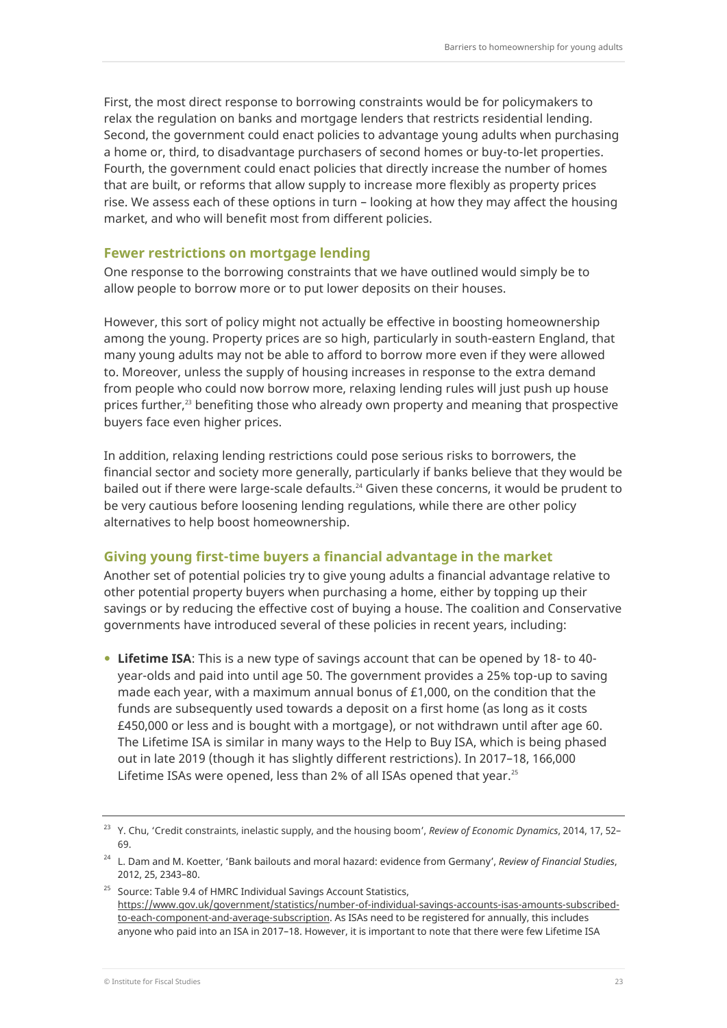First, the most direct response to borrowing constraints would be for policymakers to relax the regulation on banks and mortgage lenders that restricts residential lending. Second, the government could enact policies to advantage young adults when purchasing a home or, third, to disadvantage purchasers of second homes or buy-to-let properties. Fourth, the government could enact policies that directly increase the number of homes that are built, or reforms that allow supply to increase more flexibly as property prices rise. We assess each of these options in turn – looking at how they may affect the housing market, and who will benefit most from different policies.

### Fewer restrictions on mortgage lending

One response to the borrowing constraints that we have outlined would simply be to allow people to borrow more or to put lower deposits on their houses.

However, this sort of policy might not actually be effective in boosting homeownership among the young. Property prices are so high, particularly in south-eastern England, that many young adults may not be able to afford to borrow more even if they were allowed to. Moreover, unless the supply of housing increases in response to the extra demand from people who could now borrow more, relaxing lending rules will just push up house prices further,[23] benefiting those who already own property and meaning that prospective buyers face even higher prices.

In addition, relaxing lending restrictions could pose serious risks to borrowers, the financial sector and society more generally, particularly if banks believe that they would be bailed out if there were large-scale defaults.[24] Given these concerns, it would be prudent to be very cautious before loosening lending regulations, while there are other policy alternatives to help boost homeownership.

### Giving young first-time buyers a financial advantage in the market

Another set of potential policies try to give young adults a financial advantage relative to other potential property buyers when purchasing a home, either by topping up their savings or by reducing the effective cost of buying a house. The coalition and Conservative governments have introduced several of these policies in recent years, including:

- **Lifetime ISA**: This is a new type of savings account that can be opened by 18- to 40-year-olds and paid into until age 50. The government provides a 25% top-up to saving made each year, with a maximum annual bonus of £1,000, on the condition that the funds are subsequently used towards a deposit on a first home (as long as it costs £450,000 or less and is bought with a mortgage), or not withdrawn until after age 60. The Lifetime ISA is similar in many ways to the Help to Buy ISA, which is being phased out in late 2019 (though it has slightly different restrictions). In 2017–18, 166,000 Lifetime ISAs were opened, less than 2% of all ISAs opened that year.[25]

---

[23] Y. Chu, 'Credit constraints, inelastic supply, and the housing boom', *Review of Economic Dynamics*, 2014, 17, 52–69.

[24] L. Dam and M. Koetter, 'Bank bailouts and moral hazard: evidence from Germany', *Review of Financial Studies*, 2012, 25, 2343–80.

[25] Source: Table 9.4 of HMRC Individual Savings Account Statistics, https://www.gov.uk/government/statistics/number-of-individual-savings-accounts-isas-amounts-subscribed-to-each-component-and-average-subscription. As ISAs need to be registered for annually, this includes anyone who paid into an ISA in 2017–18. However, it is important to note that there were few Lifetime ISA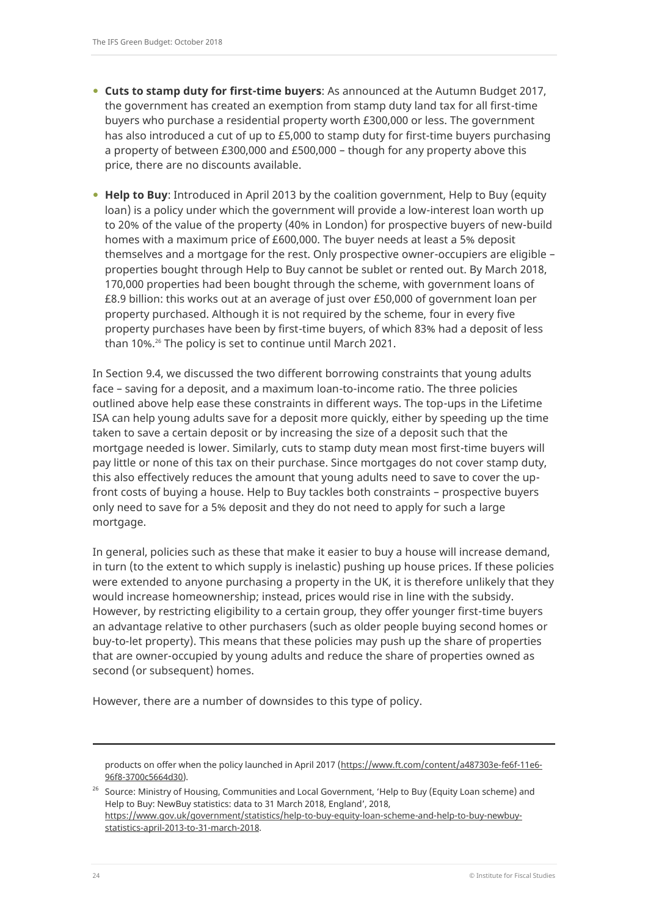- **Cuts to stamp duty for first-time buyers**: As announced at the Autumn Budget 2017, the government has created an exemption from stamp duty land tax for all first-time buyers who purchase a residential property worth £300,000 or less. The government has also introduced a cut of up to £5,000 to stamp duty for first-time buyers purchasing a property of between £300,000 and £500,000 – though for any property above this price, there are no discounts available.

- **Help to Buy**: Introduced in April 2013 by the coalition government, Help to Buy (equity loan) is a policy under which the government will provide a low-interest loan worth up to 20% of the value of the property (40% in London) for prospective buyers of new-build homes with a maximum price of £600,000. The buyer needs at least a 5% deposit themselves and a mortgage for the rest. Only prospective owner-occupiers are eligible – properties bought through Help to Buy cannot be sublet or rented out. By March 2018, 170,000 properties had been bought through the scheme, with government loans of £8.9 billion: this works out at an average of just over £50,000 of government loan per property purchased. Although it is not required by the scheme, four in every five property purchases have been by first-time buyers, of which 83% had a deposit of less than 10%.[26] The policy is set to continue until March 2021.

In Section 9.4, we discussed the two different borrowing constraints that young adults face – saving for a deposit, and a maximum loan-to-income ratio. The three policies outlined above help ease these constraints in different ways. The top-ups in the Lifetime ISA can help young adults save for a deposit more quickly, either by speeding up the time taken to save a certain deposit or by increasing the size of a deposit such that the mortgage needed is lower. Similarly, cuts to stamp duty mean most first-time buyers will pay little or none of this tax on their purchase. Since mortgages do not cover stamp duty, this also effectively reduces the amount that young adults need to save to cover the up-front costs of buying a house. Help to Buy tackles both constraints – prospective buyers only need to save for a 5% deposit and they do not need to apply for such a large mortgage.

In general, policies such as these that make it easier to buy a house will increase demand, in turn (to the extent to which supply is inelastic) pushing up house prices. If these policies were extended to anyone purchasing a property in the UK, it is therefore unlikely that they would increase homeownership; instead, prices would rise in line with the subsidy. However, by restricting eligibility to a certain group, they offer younger first-time buyers an advantage relative to other purchasers (such as older people buying second homes or buy-to-let property). This means that these policies may push up the share of properties that are owner-occupied by young adults and reduce the share of properties owned as second (or subsequent) homes.

However, there are a number of downsides to this type of policy.

---

products on offer when the policy launched in April 2017 (https://www.ft.com/content/a487303e-fe6f-11e6-96f8-3700c5664d30).

[26] Source: Ministry of Housing, Communities and Local Government, 'Help to Buy (Equity Loan scheme) and Help to Buy: NewBuy statistics: data to 31 March 2018, England', 2018, https://www.gov.uk/government/statistics/help-to-buy-equity-loan-scheme-and-help-to-buy-newbuy-statistics-april-2013-to-31-march-2018.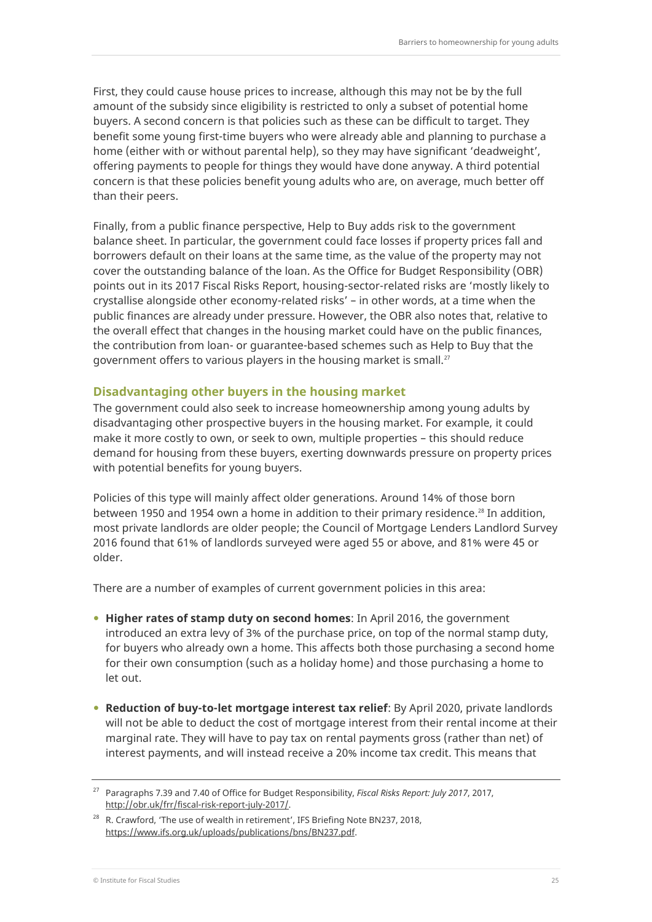First, they could cause house prices to increase, although this may not be by the full amount of the subsidy since eligibility is restricted to only a subset of potential home buyers. A second concern is that policies such as these can be difficult to target. They benefit some young first-time buyers who were already able and planning to purchase a home (either with or without parental help), so they may have significant 'deadweight', offering payments to people for things they would have done anyway. A third potential concern is that these policies benefit young adults who are, on average, much better off than their peers.

Finally, from a public finance perspective, Help to Buy adds risk to the government balance sheet. In particular, the government could face losses if property prices fall and borrowers default on their loans at the same time, as the value of the property may not cover the outstanding balance of the loan. As the Office for Budget Responsibility (OBR) points out in its 2017 Fiscal Risks Report, housing-sector-related risks are 'mostly likely to crystallise alongside other economy-related risks' – in other words, at a time when the public finances are already under pressure. However, the OBR also notes that, relative to the overall effect that changes in the housing market could have on the public finances, the contribution from loan- or guarantee-based schemes such as Help to Buy that the government offers to various players in the housing market is small.[27]

### Disadvantaging other buyers in the housing market

The government could also seek to increase homeownership among young adults by disadvantaging other prospective buyers in the housing market. For example, it could make it more costly to own, or seek to own, multiple properties – this should reduce demand for housing from these buyers, exerting downwards pressure on property prices with potential benefits for young buyers.

Policies of this type will mainly affect older generations. Around 14% of those born between 1950 and 1954 own a home in addition to their primary residence.[28] In addition, most private landlords are older people; the Council of Mortgage Lenders Landlord Survey 2016 found that 61% of landlords surveyed were aged 55 or above, and 81% were 45 or older.

There are a number of examples of current government policies in this area:

- **Higher rates of stamp duty on second homes**: In April 2016, the government introduced an extra levy of 3% of the purchase price, on top of the normal stamp duty, for buyers who already own a home. This affects both those purchasing a second home for their own consumption (such as a holiday home) and those purchasing a home to let out.
- **Reduction of buy-to-let mortgage interest tax relief**: By April 2020, private landlords will not be able to deduct the cost of mortgage interest from their rental income at their marginal rate. They will have to pay tax on rental payments gross (rather than net) of interest payments, and will instead receive a 20% income tax credit. This means that

---

[27] Paragraphs 7.39 and 7.40 of Office for Budget Responsibility, *Fiscal Risks Report: July 2017*, 2017, http://obr.uk/frr/fiscal-risk-report-july-2017/.

[28] R. Crawford, 'The use of wealth in retirement', IFS Briefing Note BN237, 2018, https://www.ifs.org.uk/uploads/publications/bns/BN237.pdf.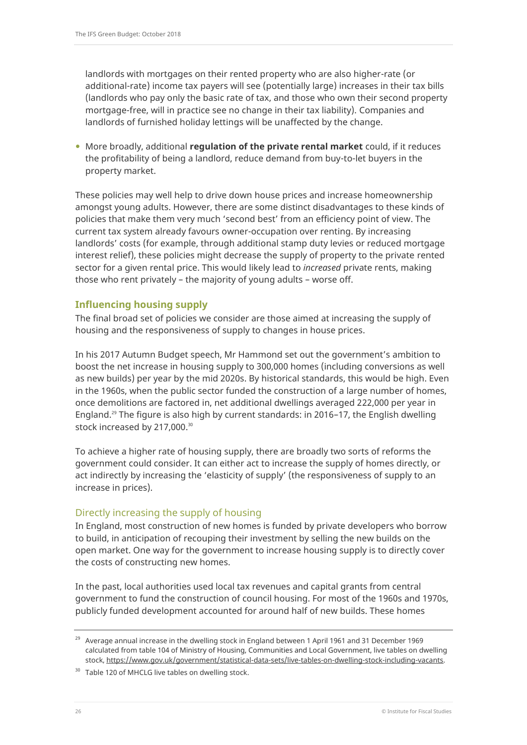landlords with mortgages on their rented property who are also higher-rate (or additional-rate) income tax payers will see (potentially large) increases in their tax bills (landlords who pay only the basic rate of tax, and those who own their second property mortgage-free, will in practice see no change in their tax liability). Companies and landlords of furnished holiday lettings will be unaffected by the change.

- More broadly, additional **regulation of the private rental market** could, if it reduces the profitability of being a landlord, reduce demand from buy-to-let buyers in the property market.

These policies may well help to drive down house prices and increase homeownership amongst young adults. However, there are some distinct disadvantages to these kinds of policies that make them very much 'second best' from an efficiency point of view. The current tax system already favours owner-occupation over renting. By increasing landlords' costs (for example, through additional stamp duty levies or reduced mortgage interest relief), these policies might decrease the supply of property to the private rented sector for a given rental price. This would likely lead to *increased* private rents, making those who rent privately – the majority of young adults – worse off.

## Influencing housing supply

The final broad set of policies we consider are those aimed at increasing the supply of housing and the responsiveness of supply to changes in house prices.

In his 2017 Autumn Budget speech, Mr Hammond set out the government's ambition to boost the net increase in housing supply to 300,000 homes (including conversions as well as new builds) per year by the mid 2020s. By historical standards, this would be high. Even in the 1960s, when the public sector funded the construction of a large number of homes, once demolitions are factored in, net additional dwellings averaged 222,000 per year in England.[29] The figure is also high by current standards: in 2016–17, the English dwelling stock increased by 217,000.[30]

To achieve a higher rate of housing supply, there are broadly two sorts of reforms the government could consider. It can either act to increase the supply of homes directly, or act indirectly by increasing the 'elasticity of supply' (the responsiveness of supply to an increase in prices).

### Directly increasing the supply of housing

In England, most construction of new homes is funded by private developers who borrow to build, in anticipation of recouping their investment by selling the new builds on the open market. One way for the government to increase housing supply is to directly cover the costs of constructing new homes.

In the past, local authorities used local tax revenues and capital grants from central government to fund the construction of council housing. For most of the 1960s and 1970s, publicly funded development accounted for around half of new builds. These homes

[29] Average annual increase in the dwelling stock in England between 1 April 1961 and 31 December 1969 calculated from table 104 of Ministry of Housing, Communities and Local Government, live tables on dwelling stock, https://www.gov.uk/government/statistical-data-sets/live-tables-on-dwelling-stock-including-vacants.

[30] Table 120 of MHCLG live tables on dwelling stock.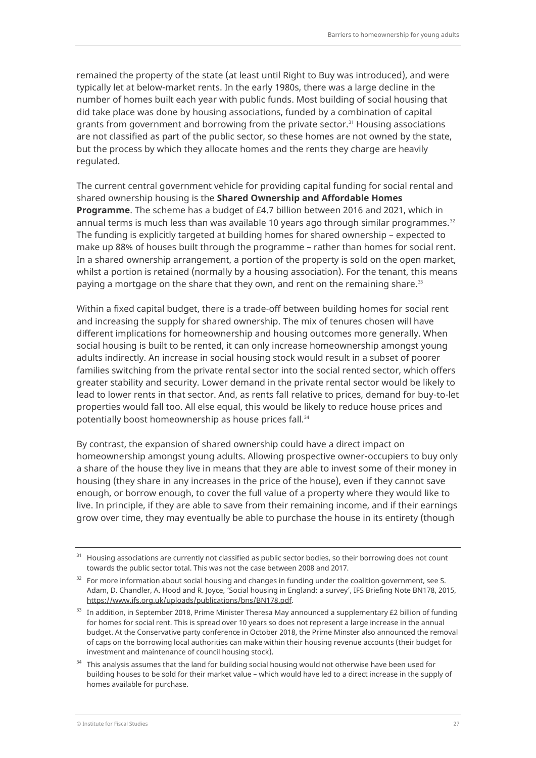remained the property of the state (at least until Right to Buy was introduced), and were typically let at below-market rents. In the early 1980s, there was a large decline in the number of homes built each year with public funds. Most building of social housing that did take place was done by housing associations, funded by a combination of capital grants from government and borrowing from the private sector.[31] Housing associations are not classified as part of the public sector, so these homes are not owned by the state, but the process by which they allocate homes and the rents they charge are heavily regulated.

The current central government vehicle for providing capital funding for social rental and shared ownership housing is the **Shared Ownership and Affordable Homes Programme**. The scheme has a budget of £4.7 billion between 2016 and 2021, which in annual terms is much less than was available 10 years ago through similar programmes.[32] The funding is explicitly targeted at building homes for shared ownership – expected to make up 88% of houses built through the programme – rather than homes for social rent. In a shared ownership arrangement, a portion of the property is sold on the open market, whilst a portion is retained (normally by a housing association). For the tenant, this means paying a mortgage on the share that they own, and rent on the remaining share.[33]

Within a fixed capital budget, there is a trade-off between building homes for social rent and increasing the supply for shared ownership. The mix of tenures chosen will have different implications for homeownership and housing outcomes more generally. When social housing is built to be rented, it can only increase homeownership amongst young adults indirectly. An increase in social housing stock would result in a subset of poorer families switching from the private rental sector into the social rented sector, which offers greater stability and security. Lower demand in the private rental sector would be likely to lead to lower rents in that sector. And, as rents fall relative to prices, demand for buy-to-let properties would fall too. All else equal, this would be likely to reduce house prices and potentially boost homeownership as house prices fall.[34]

By contrast, the expansion of shared ownership could have a direct impact on homeownership amongst young adults. Allowing prospective owner-occupiers to buy only a share of the house they live in means that they are able to invest some of their money in housing (they share in any increases in the price of the house), even if they cannot save enough, or borrow enough, to cover the full value of a property where they would like to live. In principle, if they are able to save from their remaining income, and if their earnings grow over time, they may eventually be able to purchase the house in its entirety (though

---

[31] Housing associations are currently not classified as public sector bodies, so their borrowing does not count towards the public sector total. This was not the case between 2008 and 2017.

[32] For more information about social housing and changes in funding under the coalition government, see S. Adam, D. Chandler, A. Hood and R. Joyce, 'Social housing in England: a survey', IFS Briefing Note BN178, 2015, https://www.ifs.org.uk/uploads/publications/bns/BN178.pdf.

[33] In addition, in September 2018, Prime Minister Theresa May announced a supplementary £2 billion of funding for homes for social rent. This is spread over 10 years so does not represent a large increase in the annual budget. At the Conservative party conference in October 2018, the Prime Minster also announced the removal of caps on the borrowing local authorities can make within their housing revenue accounts (their budget for investment and maintenance of council housing stock).

[34] This analysis assumes that the land for building social housing would not otherwise have been used for building houses to be sold for their market value – which would have led to a direct increase in the supply of homes available for purchase.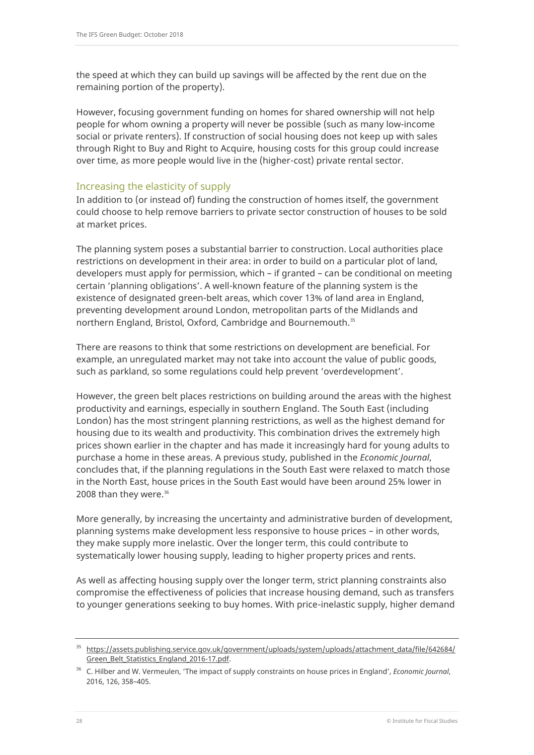the speed at which they can build up savings will be affected by the rent due on the remaining portion of the property).

However, focusing government funding on homes for shared ownership will not help people for whom owning a property will never be possible (such as many low-income social or private renters). If construction of social housing does not keep up with sales through Right to Buy and Right to Acquire, housing costs for this group could increase over time, as more people would live in the (higher-cost) private rental sector.

### Increasing the elasticity of supply

In addition to (or instead of) funding the construction of homes itself, the government could choose to help remove barriers to private sector construction of houses to be sold at market prices.

The planning system poses a substantial barrier to construction. Local authorities place restrictions on development in their area: in order to build on a particular plot of land, developers must apply for permission, which – if granted – can be conditional on meeting certain 'planning obligations'. A well-known feature of the planning system is the existence of designated green-belt areas, which cover 13% of land area in England, preventing development around London, metropolitan parts of the Midlands and northern England, Bristol, Oxford, Cambridge and Bournemouth.[35]

There are reasons to think that some restrictions on development are beneficial. For example, an unregulated market may not take into account the value of public goods, such as parkland, so some regulations could help prevent 'overdevelopment'.

However, the green belt places restrictions on building around the areas with the highest productivity and earnings, especially in southern England. The South East (including London) has the most stringent planning restrictions, as well as the highest demand for housing due to its wealth and productivity. This combination drives the extremely high prices shown earlier in the chapter and has made it increasingly hard for young adults to purchase a home in these areas. A previous study, published in the *Economic Journal*, concludes that, if the planning regulations in the South East were relaxed to match those in the North East, house prices in the South East would have been around 25% lower in 2008 than they were.[36]

More generally, by increasing the uncertainty and administrative burden of development, planning systems make development less responsive to house prices – in other words, they make supply more inelastic. Over the longer term, this could contribute to systematically lower housing supply, leading to higher property prices and rents.

As well as affecting housing supply over the longer term, strict planning constraints also compromise the effectiveness of policies that increase housing demand, such as transfers to younger generations seeking to buy homes. With price-inelastic supply, higher demand

---

[35] https://assets.publishing.service.gov.uk/government/uploads/system/uploads/attachment_data/file/642684/Green_Belt_Statistics_England_2016-17.pdf.

[36] C. Hilber and W. Vermeulen, 'The impact of supply constraints on house prices in England', *Economic Journal*, 2016, 126, 358–405.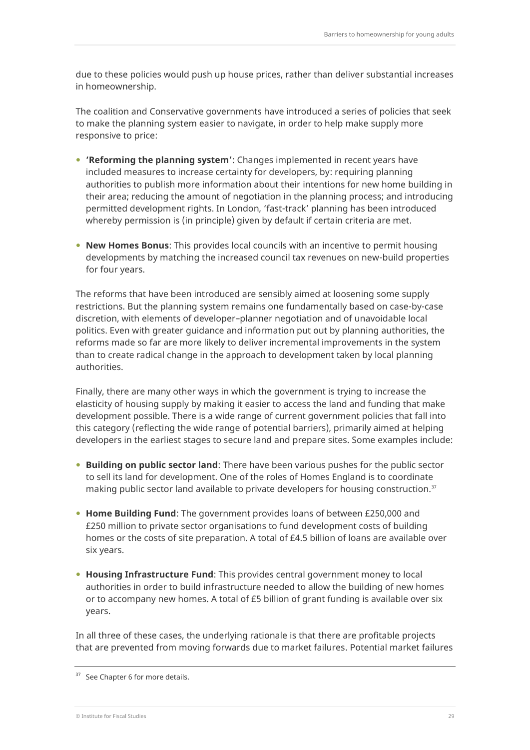due to these policies would push up house prices, rather than deliver substantial increases in homeownership.

The coalition and Conservative governments have introduced a series of policies that seek to make the planning system easier to navigate, in order to help make supply more responsive to price:

- **'Reforming the planning system'**: Changes implemented in recent years have included measures to increase certainty for developers, by: requiring planning authorities to publish more information about their intentions for new home building in their area; reducing the amount of negotiation in the planning process; and introducing permitted development rights. In London, 'fast-track' planning has been introduced whereby permission is (in principle) given by default if certain criteria are met.

- **New Homes Bonus**: This provides local councils with an incentive to permit housing developments by matching the increased council tax revenues on new-build properties for four years.

The reforms that have been introduced are sensibly aimed at loosening some supply restrictions. But the planning system remains one fundamentally based on case-by-case discretion, with elements of developer–planner negotiation and of unavoidable local politics. Even with greater guidance and information put out by planning authorities, the reforms made so far are more likely to deliver incremental improvements in the system than to create radical change in the approach to development taken by local planning authorities.

Finally, there are many other ways in which the government is trying to increase the elasticity of housing supply by making it easier to access the land and funding that make development possible. There is a wide range of current government policies that fall into this category (reflecting the wide range of potential barriers), primarily aimed at helping developers in the earliest stages to secure land and prepare sites. Some examples include:

- **Building on public sector land**: There have been various pushes for the public sector to sell its land for development. One of the roles of Homes England is to coordinate making public sector land available to private developers for housing construction.[37]

- **Home Building Fund**: The government provides loans of between £250,000 and £250 million to private sector organisations to fund development costs of building homes or the costs of site preparation. A total of £4.5 billion of loans are available over six years.

- **Housing Infrastructure Fund**: This provides central government money to local authorities in order to build infrastructure needed to allow the building of new homes or to accompany new homes. A total of £5 billion of grant funding is available over six years.

In all three of these cases, the underlying rationale is that there are profitable projects that are prevented from moving forwards due to market failures. Potential market failures

[37] See Chapter 6 for more details.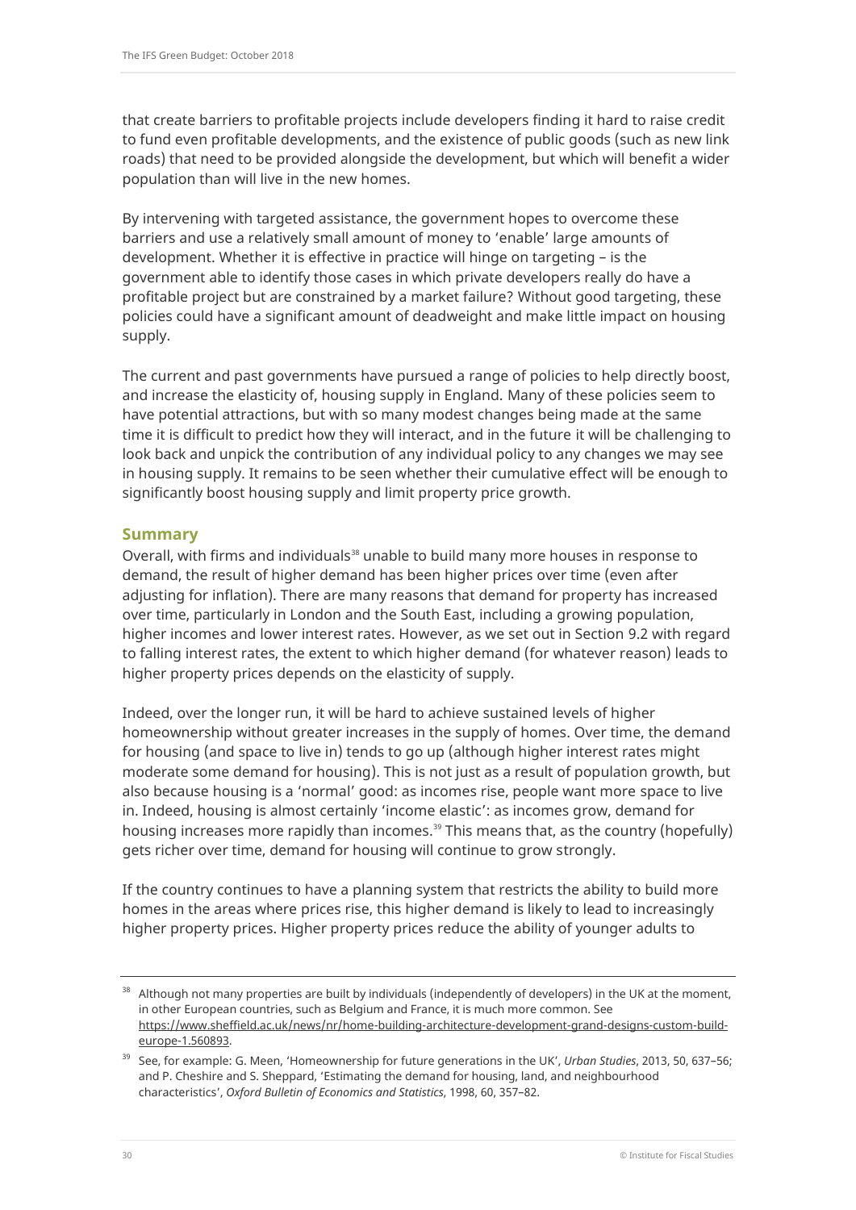that create barriers to profitable projects include developers finding it hard to raise credit to fund even profitable developments, and the existence of public goods (such as new link roads) that need to be provided alongside the development, but which will benefit a wider population than will live in the new homes.

By intervening with targeted assistance, the government hopes to overcome these barriers and use a relatively small amount of money to 'enable' large amounts of development. Whether it is effective in practice will hinge on targeting – is the government able to identify those cases in which private developers really do have a profitable project but are constrained by a market failure? Without good targeting, these policies could have a significant amount of deadweight and make little impact on housing supply.

The current and past governments have pursued a range of policies to help directly boost, and increase the elasticity of, housing supply in England. Many of these policies seem to have potential attractions, but with so many modest changes being made at the same time it is difficult to predict how they will interact, and in the future it will be challenging to look back and unpick the contribution of any individual policy to any changes we may see in housing supply. It remains to be seen whether their cumulative effect will be enough to significantly boost housing supply and limit property price growth.

## Summary

Overall, with firms and individuals[38] unable to build many more houses in response to demand, the result of higher demand has been higher prices over time (even after adjusting for inflation). There are many reasons that demand for property has increased over time, particularly in London and the South East, including a growing population, higher incomes and lower interest rates. However, as we set out in Section 9.2 with regard to falling interest rates, the extent to which higher demand (for whatever reason) leads to higher property prices depends on the elasticity of supply.

Indeed, over the longer run, it will be hard to achieve sustained levels of higher homeownership without greater increases in the supply of homes. Over time, the demand for housing (and space to live in) tends to go up (although higher interest rates might moderate some demand for housing). This is not just as a result of population growth, but also because housing is a 'normal' good: as incomes rise, people want more space to live in. Indeed, housing is almost certainly 'income elastic': as incomes grow, demand for housing increases more rapidly than incomes.[39] This means that, as the country (hopefully) gets richer over time, demand for housing will continue to grow strongly.

If the country continues to have a planning system that restricts the ability to build more homes in the areas where prices rise, this higher demand is likely to lead to increasingly higher property prices. Higher property prices reduce the ability of younger adults to

---

[38] Although not many properties are built by individuals (independently of developers) in the UK at the moment, in other European countries, such as Belgium and France, it is much more common. See https://www.sheffield.ac.uk/news/nr/home-building-architecture-development-grand-designs-custom-build-europe-1.560893.

[39] See, for example: G. Meen, 'Homeownership for future generations in the UK', *Urban Studies*, 2013, 50, 637–56; and P. Cheshire and S. Sheppard, 'Estimating the demand for housing, land, and neighbourhood characteristics', *Oxford Bulletin of Economics and Statistics*, 1998, 60, 357–82.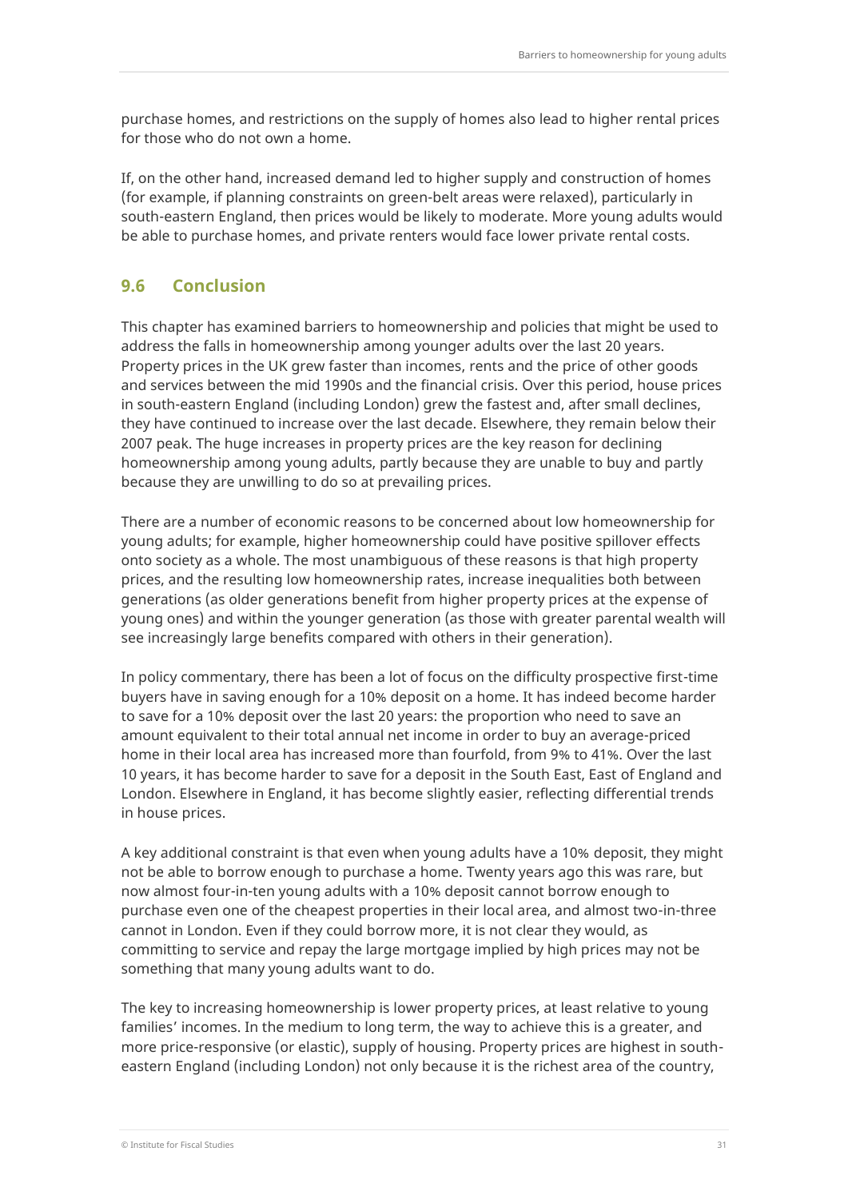purchase homes, and restrictions on the supply of homes also lead to higher rental prices for those who do not own a home.

If, on the other hand, increased demand led to higher supply and construction of homes (for example, if planning constraints on green-belt areas were relaxed), particularly in south-eastern England, then prices would be likely to moderate. More young adults would be able to purchase homes, and private renters would face lower private rental costs.

## 9.6 Conclusion

This chapter has examined barriers to homeownership and policies that might be used to address the falls in homeownership among younger adults over the last 20 years. Property prices in the UK grew faster than incomes, rents and the price of other goods and services between the mid 1990s and the financial crisis. Over this period, house prices in south-eastern England (including London) grew the fastest and, after small declines, they have continued to increase over the last decade. Elsewhere, they remain below their 2007 peak. The huge increases in property prices are the key reason for declining homeownership among young adults, partly because they are unable to buy and partly because they are unwilling to do so at prevailing prices.

There are a number of economic reasons to be concerned about low homeownership for young adults; for example, higher homeownership could have positive spillover effects onto society as a whole. The most unambiguous of these reasons is that high property prices, and the resulting low homeownership rates, increase inequalities both between generations (as older generations benefit from higher property prices at the expense of young ones) and within the younger generation (as those with greater parental wealth will see increasingly large benefits compared with others in their generation).

In policy commentary, there has been a lot of focus on the difficulty prospective first-time buyers have in saving enough for a 10% deposit on a home. It has indeed become harder to save for a 10% deposit over the last 20 years: the proportion who need to save an amount equivalent to their total annual net income in order to buy an average-priced home in their local area has increased more than fourfold, from 9% to 41%. Over the last 10 years, it has become harder to save for a deposit in the South East, East of England and London. Elsewhere in England, it has become slightly easier, reflecting differential trends in house prices.

A key additional constraint is that even when young adults have a 10% deposit, they might not be able to borrow enough to purchase a home. Twenty years ago this was rare, but now almost four-in-ten young adults with a 10% deposit cannot borrow enough to purchase even one of the cheapest properties in their local area, and almost two-in-three cannot in London. Even if they could borrow more, it is not clear they would, as committing to service and repay the large mortgage implied by high prices may not be something that many young adults want to do.

The key to increasing homeownership is lower property prices, at least relative to young families' incomes. In the medium to long term, the way to achieve this is a greater, and more price-responsive (or elastic), supply of housing. Property prices are highest in south-eastern England (including London) not only because it is the richest area of the country,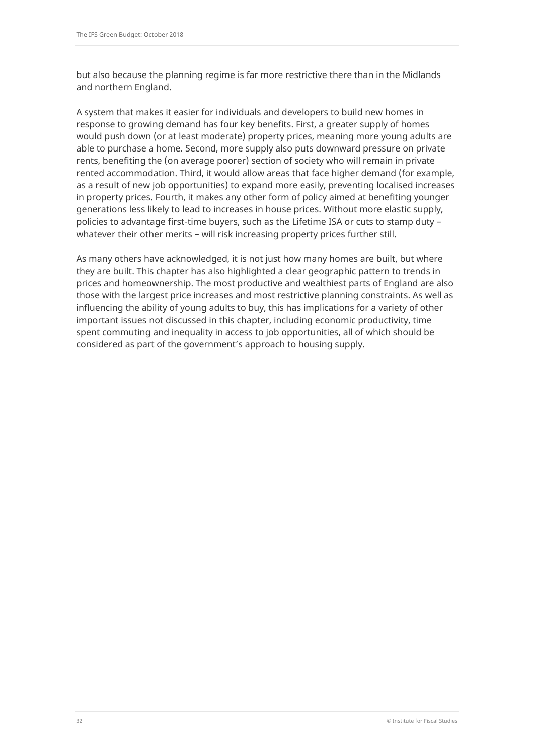but also because the planning regime is far more restrictive there than in the Midlands and northern England.

A system that makes it easier for individuals and developers to build new homes in response to growing demand has four key benefits. First, a greater supply of homes would push down (or at least moderate) property prices, meaning more young adults are able to purchase a home. Second, more supply also puts downward pressure on private rents, benefiting the (on average poorer) section of society who will remain in private rented accommodation. Third, it would allow areas that face higher demand (for example, as a result of new job opportunities) to expand more easily, preventing localised increases in property prices. Fourth, it makes any other form of policy aimed at benefiting younger generations less likely to lead to increases in house prices. Without more elastic supply, policies to advantage first-time buyers, such as the Lifetime ISA or cuts to stamp duty – whatever their other merits – will risk increasing property prices further still.

As many others have acknowledged, it is not just how many homes are built, but where they are built. This chapter has also highlighted a clear geographic pattern to trends in prices and homeownership. The most productive and wealthiest parts of England are also those with the largest price increases and most restrictive planning constraints. As well as influencing the ability of young adults to buy, this has implications for a variety of other important issues not discussed in this chapter, including economic productivity, time spent commuting and inequality in access to job opportunities, all of which should be considered as part of the government's approach to housing supply.